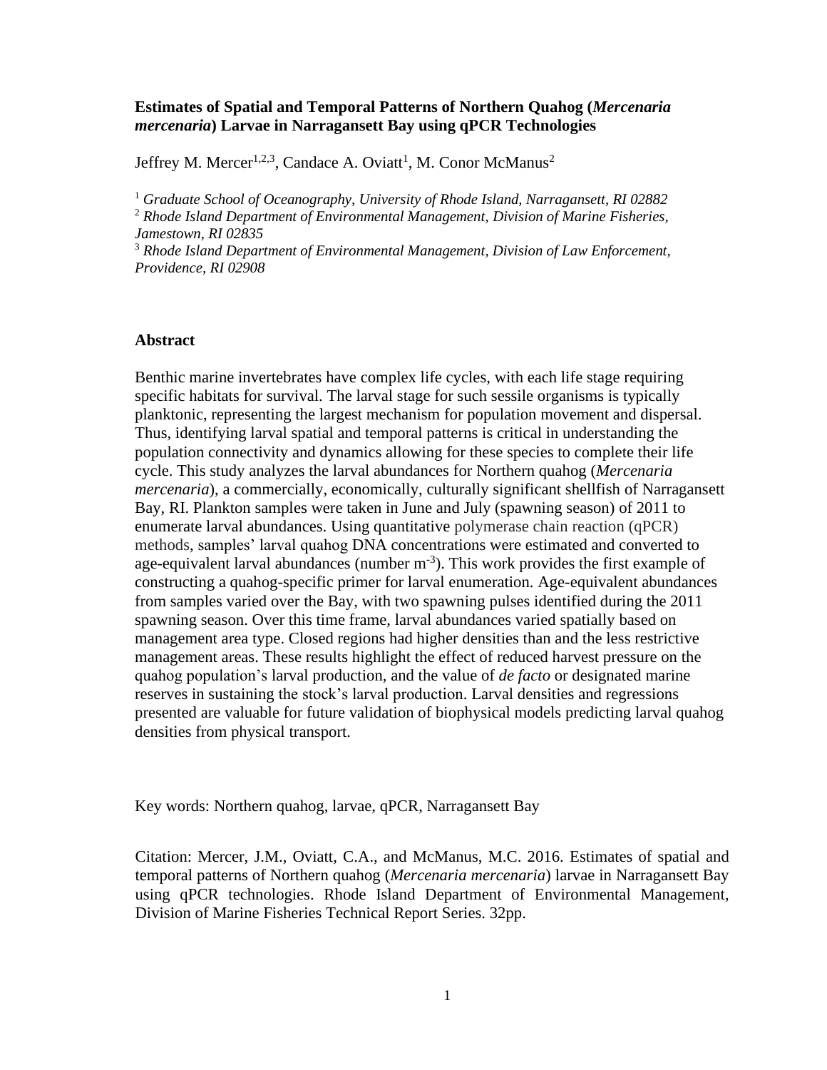# Estimates of Spatial and Temporal Patterns of Northern Quahog (*Mercenaria mercenaria*) Larvae in Narragansett Bay using qPCR Technologies

Jeffrey M. Mercer[1,2,3], Candace A. Oviatt[1], M. Conor McManus[2]

[1] *Graduate School of Oceanography, University of Rhode Island, Narragansett, RI 02882*
[2] *Rhode Island Department of Environmental Management, Division of Marine Fisheries, Jamestown, RI 02835*
[3] *Rhode Island Department of Environmental Management, Division of Law Enforcement, Providence, RI 02908*

## Abstract

Benthic marine invertebrates have complex life cycles, with each life stage requiring specific habitats for survival. The larval stage for such sessile organisms is typically planktonic, representing the largest mechanism for population movement and dispersal. Thus, identifying larval spatial and temporal patterns is critical in understanding the population connectivity and dynamics allowing for these species to complete their life cycle. This study analyzes the larval abundances for Northern quahog (*Mercenaria mercenaria*), a commercially, economically, culturally significant shellfish of Narragansett Bay, RI. Plankton samples were taken in June and July (spawning season) of 2011 to enumerate larval abundances. Using quantitative polymerase chain reaction (qPCR) methods, samples' larval quahog DNA concentrations were estimated and converted to age-equivalent larval abundances (number $m^{-3}$). This work provides the first example of constructing a quahog-specific primer for larval enumeration. Age-equivalent abundances from samples varied over the Bay, with two spawning pulses identified during the 2011 spawning season. Over this time frame, larval abundances varied spatially based on management area type. Closed regions had higher densities than and the less restrictive management areas. These results highlight the effect of reduced harvest pressure on the quahog population's larval production, and the value of *de facto* or designated marine reserves in sustaining the stock's larval production. Larval densities and regressions presented are valuable for future validation of biophysical models predicting larval quahog densities from physical transport.

Key words: Northern quahog, larvae, qPCR, Narragansett Bay

Citation: Mercer, J.M., Oviatt, C.A., and McManus, M.C. 2016. Estimates of spatial and temporal patterns of Northern quahog (*Mercenaria mercenaria*) larvae in Narragansett Bay using qPCR technologies. Rhode Island Department of Environmental Management, Division of Marine Fisheries Technical Report Series. 32pp.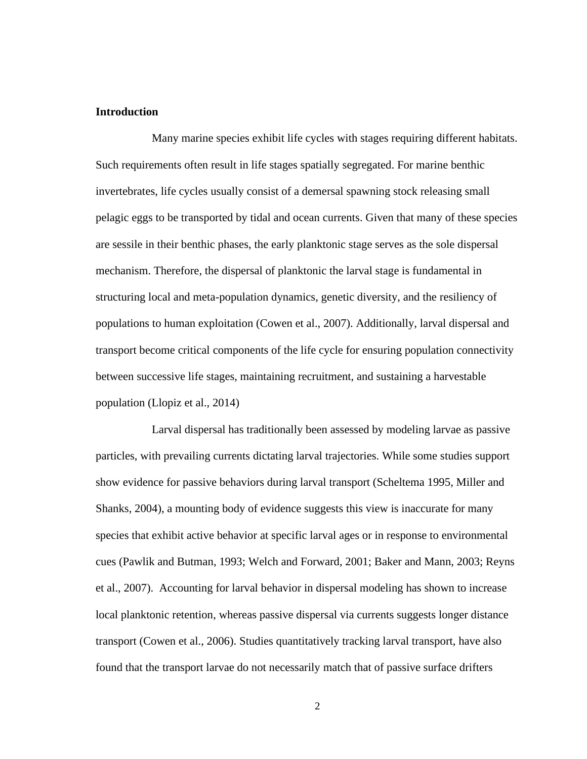**Introduction**

Many marine species exhibit life cycles with stages requiring different habitats. Such requirements often result in life stages spatially segregated. For marine benthic invertebrates, life cycles usually consist of a demersal spawning stock releasing small pelagic eggs to be transported by tidal and ocean currents. Given that many of these species are sessile in their benthic phases, the early planktonic stage serves as the sole dispersal mechanism. Therefore, the dispersal of planktonic the larval stage is fundamental in structuring local and meta-population dynamics, genetic diversity, and the resiliency of populations to human exploitation (Cowen et al., 2007). Additionally, larval dispersal and transport become critical components of the life cycle for ensuring population connectivity between successive life stages, maintaining recruitment, and sustaining a harvestable population (Llopiz et al., 2014)

Larval dispersal has traditionally been assessed by modeling larvae as passive particles, with prevailing currents dictating larval trajectories. While some studies support show evidence for passive behaviors during larval transport (Scheltema 1995, Miller and Shanks, 2004), a mounting body of evidence suggests this view is inaccurate for many species that exhibit active behavior at specific larval ages or in response to environmental cues (Pawlik and Butman, 1993; Welch and Forward, 2001; Baker and Mann, 2003; Reyns et al., 2007). Accounting for larval behavior in dispersal modeling has shown to increase local planktonic retention, whereas passive dispersal via currents suggests longer distance transport (Cowen et al., 2006). Studies quantitatively tracking larval transport, have also found that the transport larvae do not necessarily match that of passive surface drifters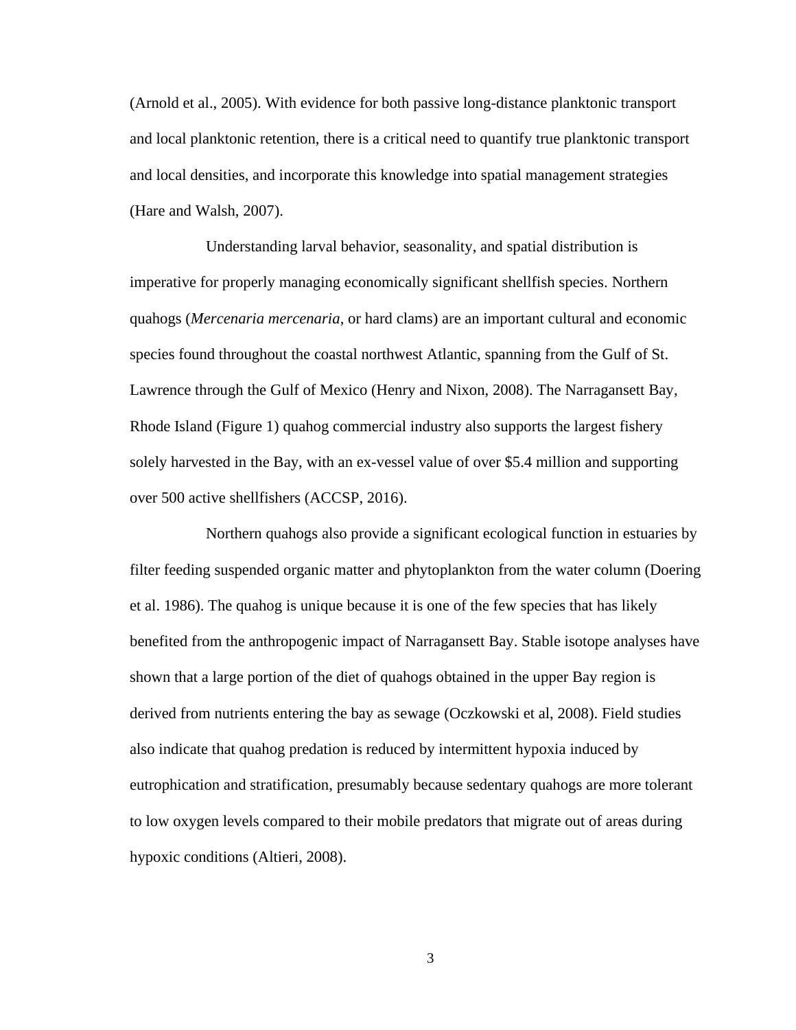(Arnold et al., 2005). With evidence for both passive long-distance planktonic transport and local planktonic retention, there is a critical need to quantify true planktonic transport and local densities, and incorporate this knowledge into spatial management strategies (Hare and Walsh, 2007).

Understanding larval behavior, seasonality, and spatial distribution is imperative for properly managing economically significant shellfish species. Northern quahogs (*Mercenaria mercenaria*, or hard clams) are an important cultural and economic species found throughout the coastal northwest Atlantic, spanning from the Gulf of St. Lawrence through the Gulf of Mexico (Henry and Nixon, 2008). The Narragansett Bay, Rhode Island (Figure 1) quahog commercial industry also supports the largest fishery solely harvested in the Bay, with an ex-vessel value of over $5.4 million and supporting over 500 active shellfishers (ACCSP, 2016).

Northern quahogs also provide a significant ecological function in estuaries by filter feeding suspended organic matter and phytoplankton from the water column (Doering et al. 1986). The quahog is unique because it is one of the few species that has likely benefited from the anthropogenic impact of Narragansett Bay. Stable isotope analyses have shown that a large portion of the diet of quahogs obtained in the upper Bay region is derived from nutrients entering the bay as sewage (Oczkowski et al, 2008). Field studies also indicate that quahog predation is reduced by intermittent hypoxia induced by eutrophication and stratification, presumably because sedentary quahogs are more tolerant to low oxygen levels compared to their mobile predators that migrate out of areas during hypoxic conditions (Altieri, 2008).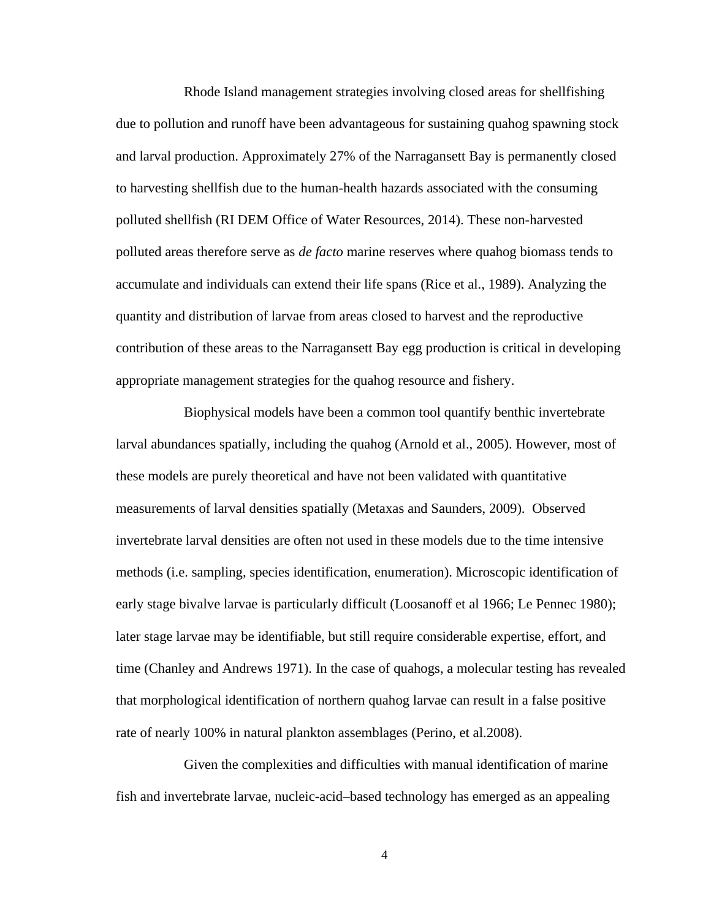Rhode Island management strategies involving closed areas for shellfishing due to pollution and runoff have been advantageous for sustaining quahog spawning stock and larval production. Approximately 27% of the Narragansett Bay is permanently closed to harvesting shellfish due to the human-health hazards associated with the consuming polluted shellfish (RI DEM Office of Water Resources, 2014). These non-harvested polluted areas therefore serve as *de facto* marine reserves where quahog biomass tends to accumulate and individuals can extend their life spans (Rice et al., 1989). Analyzing the quantity and distribution of larvae from areas closed to harvest and the reproductive contribution of these areas to the Narragansett Bay egg production is critical in developing appropriate management strategies for the quahog resource and fishery.

Biophysical models have been a common tool quantify benthic invertebrate larval abundances spatially, including the quahog (Arnold et al., 2005). However, most of these models are purely theoretical and have not been validated with quantitative measurements of larval densities spatially (Metaxas and Saunders, 2009). Observed invertebrate larval densities are often not used in these models due to the time intensive methods (i.e. sampling, species identification, enumeration). Microscopic identification of early stage bivalve larvae is particularly difficult (Loosanoff et al 1966; Le Pennec 1980); later stage larvae may be identifiable, but still require considerable expertise, effort, and time (Chanley and Andrews 1971). In the case of quahogs, a molecular testing has revealed that morphological identification of northern quahog larvae can result in a false positive rate of nearly 100% in natural plankton assemblages (Perino, et al.2008).

Given the complexities and difficulties with manual identification of marine fish and invertebrate larvae, nucleic-acid–based technology has emerged as an appealing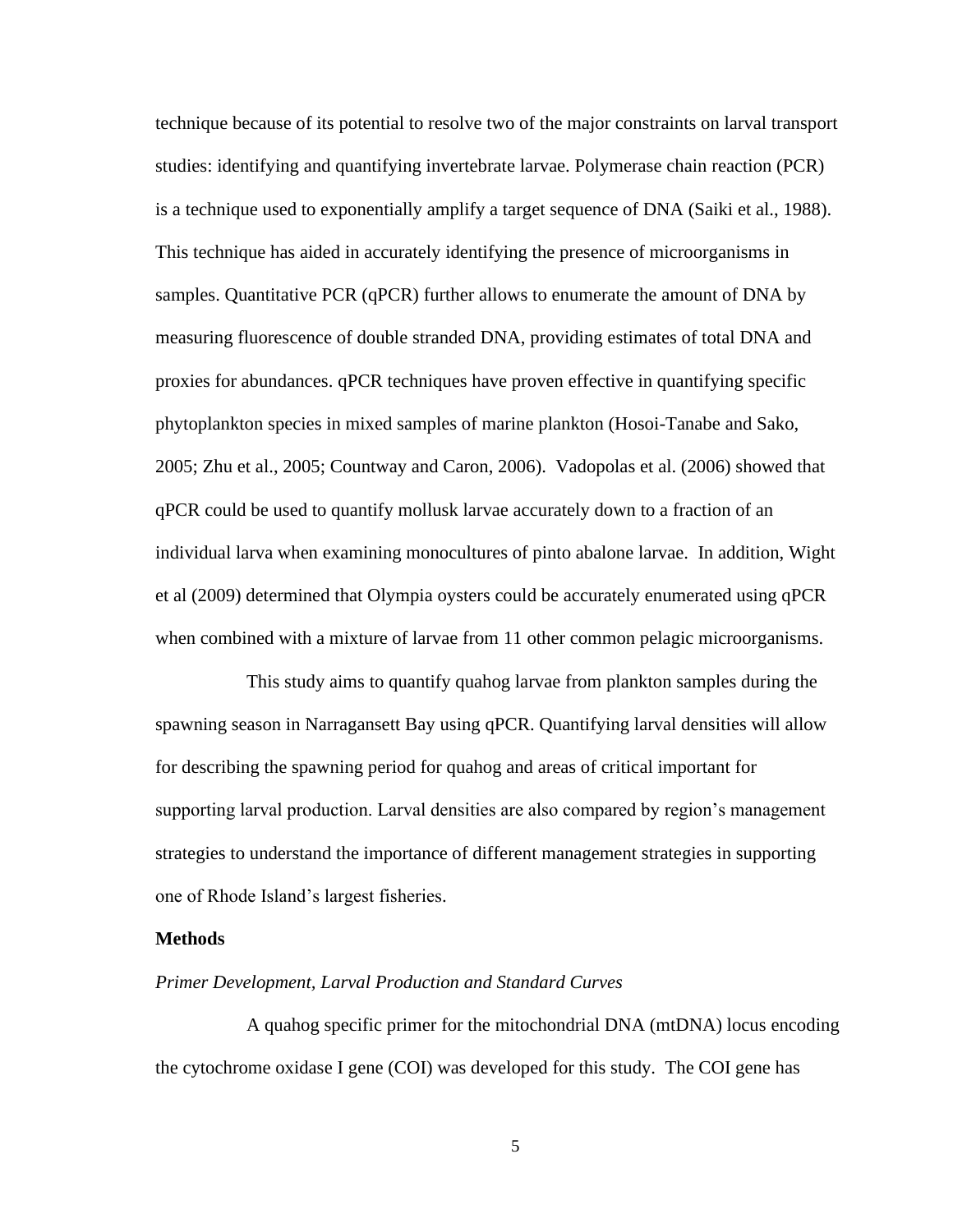technique because of its potential to resolve two of the major constraints on larval transport studies: identifying and quantifying invertebrate larvae. Polymerase chain reaction (PCR) is a technique used to exponentially amplify a target sequence of DNA (Saiki et al., 1988). This technique has aided in accurately identifying the presence of microorganisms in samples. Quantitative PCR (qPCR) further allows to enumerate the amount of DNA by measuring fluorescence of double stranded DNA, providing estimates of total DNA and proxies for abundances. qPCR techniques have proven effective in quantifying specific phytoplankton species in mixed samples of marine plankton (Hosoi-Tanabe and Sako, 2005; Zhu et al., 2005; Countway and Caron, 2006). Vadopolas et al. (2006) showed that qPCR could be used to quantify mollusk larvae accurately down to a fraction of an individual larva when examining monocultures of pinto abalone larvae. In addition, Wight et al (2009) determined that Olympia oysters could be accurately enumerated using qPCR when combined with a mixture of larvae from 11 other common pelagic microorganisms.

This study aims to quantify quahog larvae from plankton samples during the spawning season in Narragansett Bay using qPCR. Quantifying larval densities will allow for describing the spawning period for quahog and areas of critical important for supporting larval production. Larval densities are also compared by region's management strategies to understand the importance of different management strategies in supporting one of Rhode Island's largest fisheries.

## Methods

### *Primer Development, Larval Production and Standard Curves*

A quahog specific primer for the mitochondrial DNA (mtDNA) locus encoding the cytochrome oxidase I gene (COI) was developed for this study. The COI gene has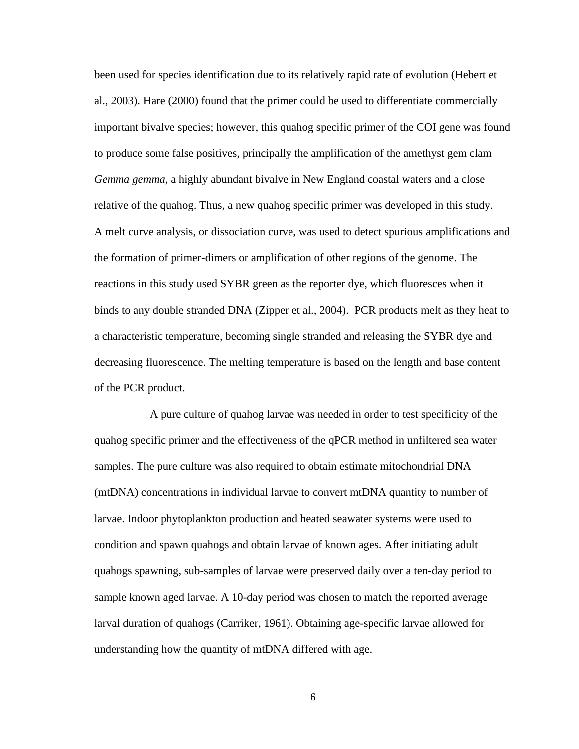been used for species identification due to its relatively rapid rate of evolution (Hebert et al., 2003). Hare (2000) found that the primer could be used to differentiate commercially important bivalve species; however, this quahog specific primer of the COI gene was found to produce some false positives, principally the amplification of the amethyst gem clam *Gemma gemma*, a highly abundant bivalve in New England coastal waters and a close relative of the quahog. Thus, a new quahog specific primer was developed in this study. A melt curve analysis, or dissociation curve, was used to detect spurious amplifications and the formation of primer-dimers or amplification of other regions of the genome. The reactions in this study used SYBR green as the reporter dye, which fluoresces when it binds to any double stranded DNA (Zipper et al., 2004). PCR products melt as they heat to a characteristic temperature, becoming single stranded and releasing the SYBR dye and decreasing fluorescence. The melting temperature is based on the length and base content of the PCR product.

A pure culture of quahog larvae was needed in order to test specificity of the quahog specific primer and the effectiveness of the qPCR method in unfiltered sea water samples. The pure culture was also required to obtain estimate mitochondrial DNA (mtDNA) concentrations in individual larvae to convert mtDNA quantity to number of larvae. Indoor phytoplankton production and heated seawater systems were used to condition and spawn quahogs and obtain larvae of known ages. After initiating adult quahogs spawning, sub-samples of larvae were preserved daily over a ten-day period to sample known aged larvae. A 10-day period was chosen to match the reported average larval duration of quahogs (Carriker, 1961). Obtaining age-specific larvae allowed for understanding how the quantity of mtDNA differed with age.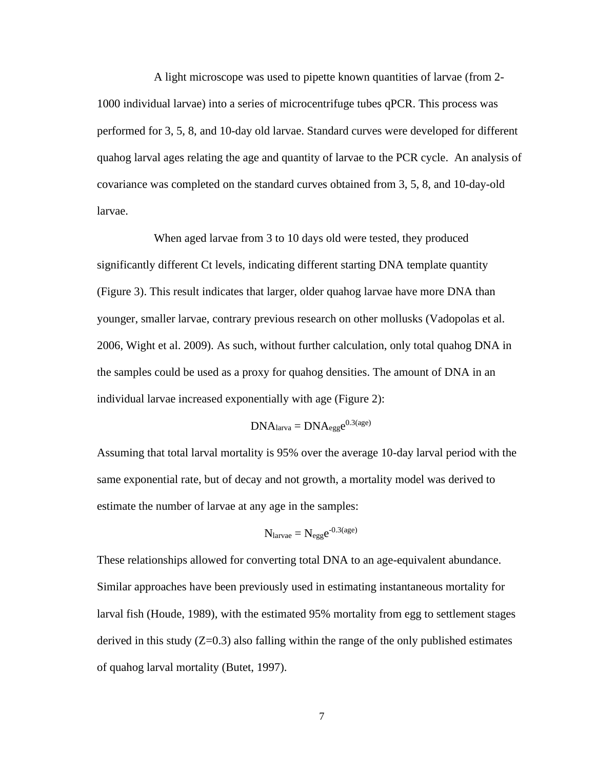A light microscope was used to pipette known quantities of larvae (from 2-1000 individual larvae) into a series of microcentrifuge tubes qPCR. This process was performed for 3, 5, 8, and 10-day old larvae. Standard curves were developed for different quahog larval ages relating the age and quantity of larvae to the PCR cycle.  An analysis of covariance was completed on the standard curves obtained from 3, 5, 8, and 10-day-old larvae.

When aged larvae from 3 to 10 days old were tested, they produced significantly different Ct levels, indicating different starting DNA template quantity (Figure 3). This result indicates that larger, older quahog larvae have more DNA than younger, smaller larvae, contrary previous research on other mollusks (Vadopolas et al. 2006, Wight et al. 2009). As such, without further calculation, only total quahog DNA in the samples could be used as a proxy for quahog densities. The amount of DNA in an individual larvae increased exponentially with age (Figure 2):

$$DNA_{larva} = DNA_{egg}e^{0.3(age)}$$

Assuming that total larval mortality is 95% over the average 10-day larval period with the same exponential rate, but of decay and not growth, a mortality model was derived to estimate the number of larvae at any age in the samples:

$$N_{larvae} = N_{egg}e^{-0.3(age)}$$

These relationships allowed for converting total DNA to an age-equivalent abundance. Similar approaches have been previously used in estimating instantaneous mortality for larval fish (Houde, 1989), with the estimated 95% mortality from egg to settlement stages derived in this study ($Z=0.3$) also falling within the range of the only published estimates of quahog larval mortality (Butet, 1997).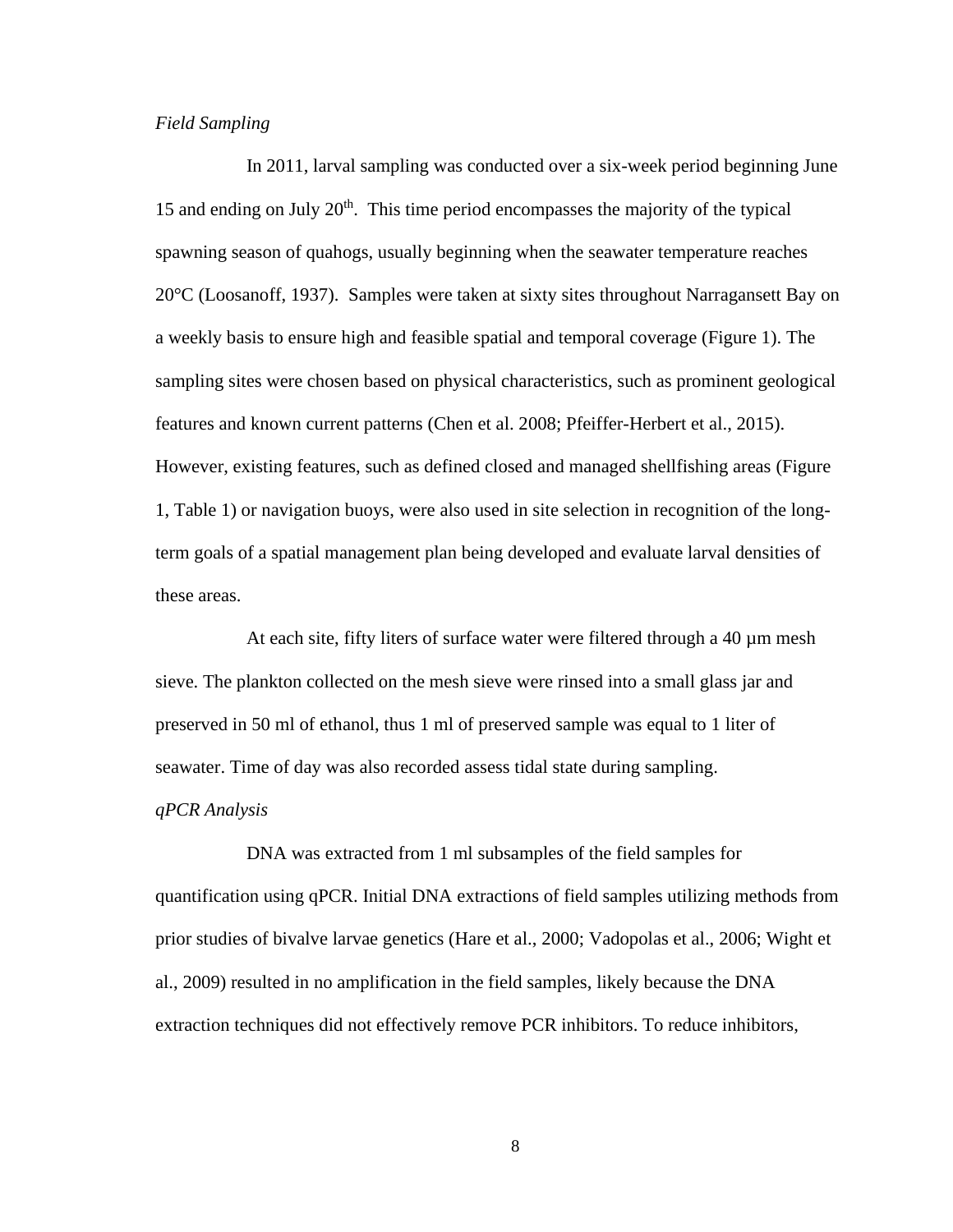*Field Sampling*

In 2011, larval sampling was conducted over a six-week period beginning June 15 and ending on July 20th. This time period encompasses the majority of the typical spawning season of quahogs, usually beginning when the seawater temperature reaches 20°C (Loosanoff, 1937). Samples were taken at sixty sites throughout Narragansett Bay on a weekly basis to ensure high and feasible spatial and temporal coverage (Figure 1). The sampling sites were chosen based on physical characteristics, such as prominent geological features and known current patterns (Chen et al. 2008; Pfeiffer-Herbert et al., 2015). However, existing features, such as defined closed and managed shellfishing areas (Figure 1, Table 1) or navigation buoys, were also used in site selection in recognition of the long-term goals of a spatial management plan being developed and evaluate larval densities of these areas.

At each site, fifty liters of surface water were filtered through a 40 µm mesh sieve. The plankton collected on the mesh sieve were rinsed into a small glass jar and preserved in 50 ml of ethanol, thus 1 ml of preserved sample was equal to 1 liter of seawater. Time of day was also recorded assess tidal state during sampling.

*qPCR Analysis*

DNA was extracted from 1 ml subsamples of the field samples for quantification using qPCR. Initial DNA extractions of field samples utilizing methods from prior studies of bivalve larvae genetics (Hare et al., 2000; Vadopolas et al., 2006; Wight et al., 2009) resulted in no amplification in the field samples, likely because the DNA extraction techniques did not effectively remove PCR inhibitors. To reduce inhibitors,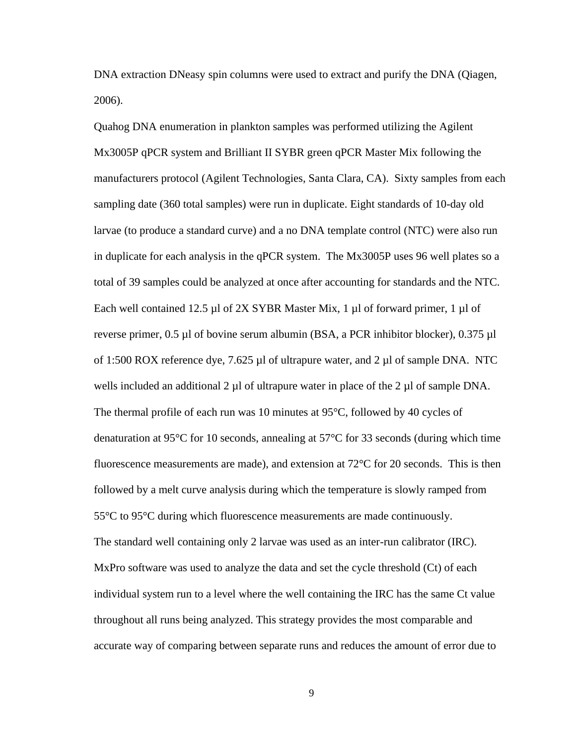DNA extraction DNeasy spin columns were used to extract and purify the DNA (Qiagen, 2006).

Quahog DNA enumeration in plankton samples was performed utilizing the Agilent Mx3005P qPCR system and Brilliant II SYBR green qPCR Master Mix following the manufacturers protocol (Agilent Technologies, Santa Clara, CA). Sixty samples from each sampling date (360 total samples) were run in duplicate. Eight standards of 10-day old larvae (to produce a standard curve) and a no DNA template control (NTC) were also run in duplicate for each analysis in the qPCR system. The Mx3005P uses 96 well plates so a total of 39 samples could be analyzed at once after accounting for standards and the NTC. Each well contained 12.5 µl of 2X SYBR Master Mix, 1 µl of forward primer, 1 µl of reverse primer, 0.5 µl of bovine serum albumin (BSA, a PCR inhibitor blocker), 0.375 µl of 1:500 ROX reference dye, 7.625 µl of ultrapure water, and 2 µl of sample DNA. NTC wells included an additional 2 µl of ultrapure water in place of the 2 µl of sample DNA. The thermal profile of each run was 10 minutes at 95°C, followed by 40 cycles of denaturation at 95°C for 10 seconds, annealing at 57°C for 33 seconds (during which time fluorescence measurements are made), and extension at 72°C for 20 seconds. This is then followed by a melt curve analysis during which the temperature is slowly ramped from 55°C to 95°C during which fluorescence measurements are made continuously.

The standard well containing only 2 larvae was used as an inter-run calibrator (IRC). MxPro software was used to analyze the data and set the cycle threshold (Ct) of each individual system run to a level where the well containing the IRC has the same Ct value throughout all runs being analyzed. This strategy provides the most comparable and accurate way of comparing between separate runs and reduces the amount of error due to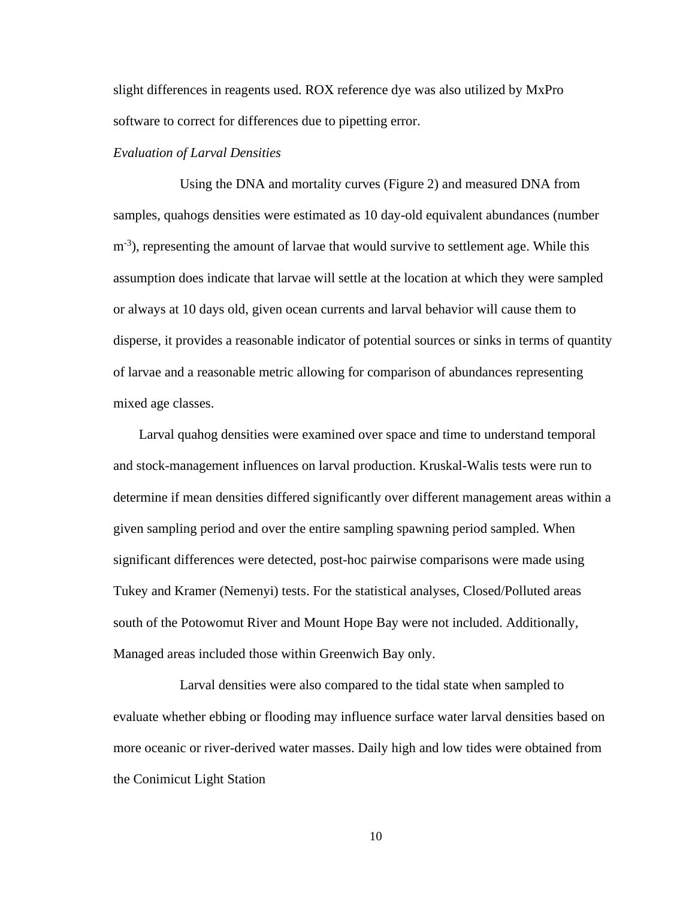slight differences in reagents used. ROX reference dye was also utilized by MxPro software to correct for differences due to pipetting error.

*Evaluation of Larval Densities*

Using the DNA and mortality curves (Figure 2) and measured DNA from samples, quahogs densities were estimated as 10 day-old equivalent abundances (number $m^{-3}$), representing the amount of larvae that would survive to settlement age. While this assumption does indicate that larvae will settle at the location at which they were sampled or always at 10 days old, given ocean currents and larval behavior will cause them to disperse, it provides a reasonable indicator of potential sources or sinks in terms of quantity of larvae and a reasonable metric allowing for comparison of abundances representing mixed age classes.

Larval quahog densities were examined over space and time to understand temporal and stock-management influences on larval production. Kruskal-Walis tests were run to determine if mean densities differed significantly over different management areas within a given sampling period and over the entire sampling spawning period sampled. When significant differences were detected, post-hoc pairwise comparisons were made using Tukey and Kramer (Nemenyi) tests. For the statistical analyses, Closed/Polluted areas south of the Potowomut River and Mount Hope Bay were not included. Additionally, Managed areas included those within Greenwich Bay only.

Larval densities were also compared to the tidal state when sampled to evaluate whether ebbing or flooding may influence surface water larval densities based on more oceanic or river-derived water masses. Daily high and low tides were obtained from the Conimicut Light Station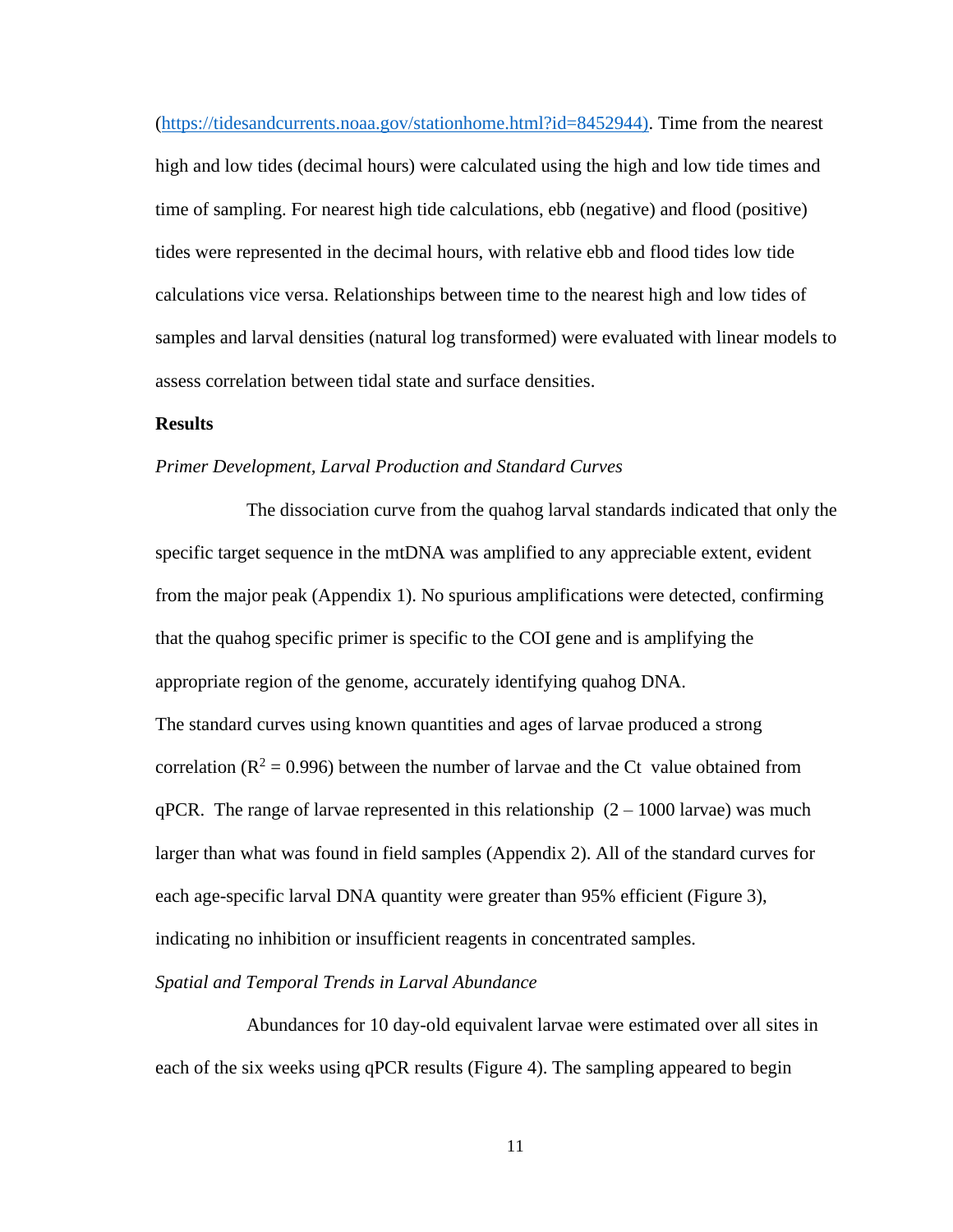(https://tidesandcurrents.noaa.gov/stationhome.html?id=8452944). Time from the nearest high and low tides (decimal hours) were calculated using the high and low tide times and time of sampling. For nearest high tide calculations, ebb (negative) and flood (positive) tides were represented in the decimal hours, with relative ebb and flood tides low tide calculations vice versa. Relationships between time to the nearest high and low tides of samples and larval densities (natural log transformed) were evaluated with linear models to assess correlation between tidal state and surface densities.

## Results

*Primer Development, Larval Production and Standard Curves*

The dissociation curve from the quahog larval standards indicated that only the specific target sequence in the mtDNA was amplified to any appreciable extent, evident from the major peak (Appendix 1). No spurious amplifications were detected, confirming that the quahog specific primer is specific to the COI gene and is amplifying the appropriate region of the genome, accurately identifying quahog DNA.

The standard curves using known quantities and ages of larvae produced a strong correlation ($R^2 = 0.996$) between the number of larvae and the Ct value obtained from qPCR. The range of larvae represented in this relationship (2 – 1000 larvae) was much larger than what was found in field samples (Appendix 2). All of the standard curves for each age-specific larval DNA quantity were greater than 95% efficient (Figure 3), indicating no inhibition or insufficient reagents in concentrated samples.

*Spatial and Temporal Trends in Larval Abundance*

Abundances for 10 day-old equivalent larvae were estimated over all sites in each of the six weeks using qPCR results (Figure 4). The sampling appeared to begin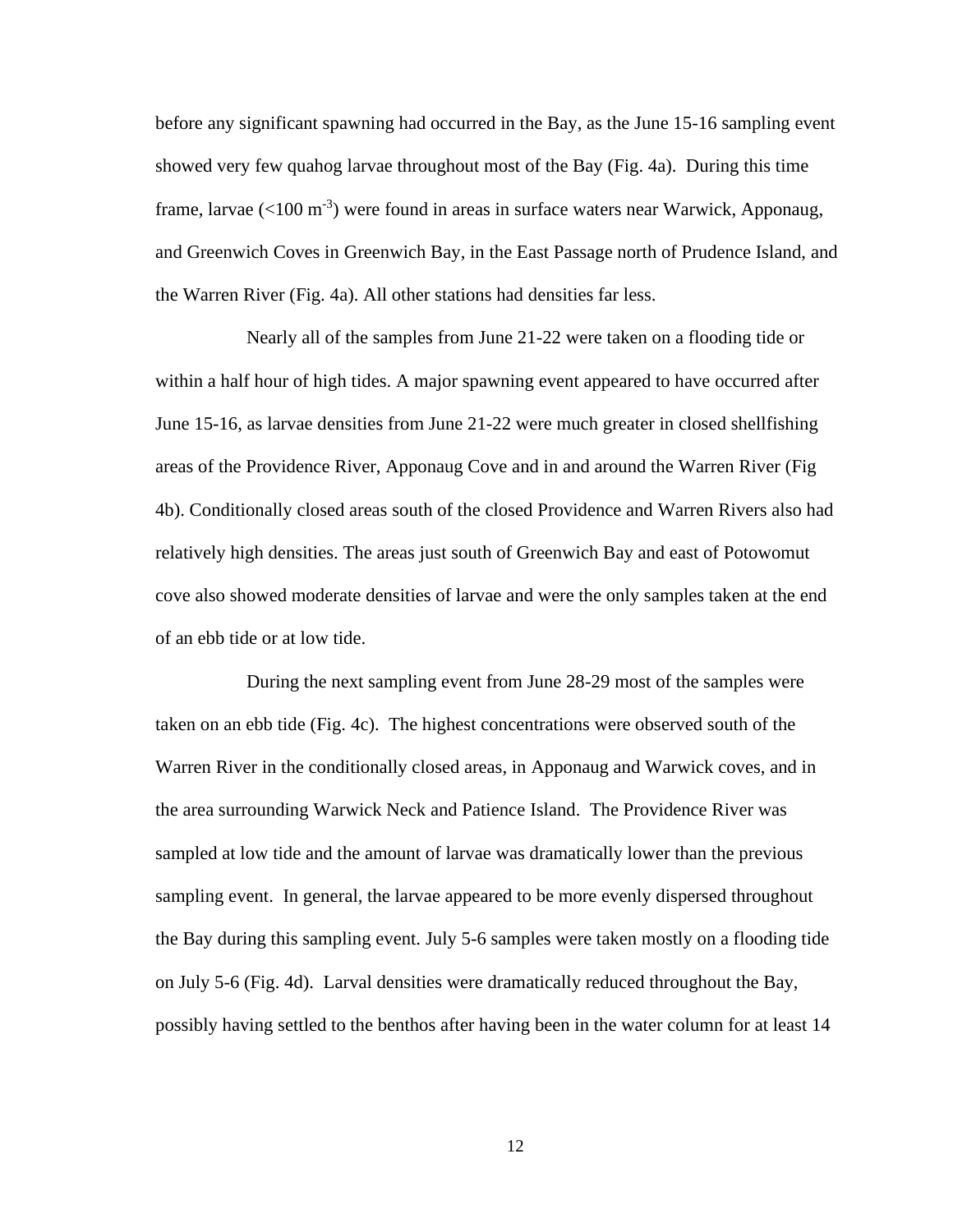before any significant spawning had occurred in the Bay, as the June 15-16 sampling event showed very few quahog larvae throughout most of the Bay (Fig. 4a). During this time frame, larvae (<100 $m^{-3}$) were found in areas in surface waters near Warwick, Apponaug, and Greenwich Coves in Greenwich Bay, in the East Passage north of Prudence Island, and the Warren River (Fig. 4a). All other stations had densities far less.

Nearly all of the samples from June 21-22 were taken on a flooding tide or within a half hour of high tides. A major spawning event appeared to have occurred after June 15-16, as larvae densities from June 21-22 were much greater in closed shellfishing areas of the Providence River, Apponaug Cove and in and around the Warren River (Fig 4b). Conditionally closed areas south of the closed Providence and Warren Rivers also had relatively high densities. The areas just south of Greenwich Bay and east of Potowomut cove also showed moderate densities of larvae and were the only samples taken at the end of an ebb tide or at low tide.

During the next sampling event from June 28-29 most of the samples were taken on an ebb tide (Fig. 4c). The highest concentrations were observed south of the Warren River in the conditionally closed areas, in Apponaug and Warwick coves, and in the area surrounding Warwick Neck and Patience Island. The Providence River was sampled at low tide and the amount of larvae was dramatically lower than the previous sampling event. In general, the larvae appeared to be more evenly dispersed throughout the Bay during this sampling event. July 5-6 samples were taken mostly on a flooding tide on July 5-6 (Fig. 4d). Larval densities were dramatically reduced throughout the Bay, possibly having settled to the benthos after having been in the water column for at least 14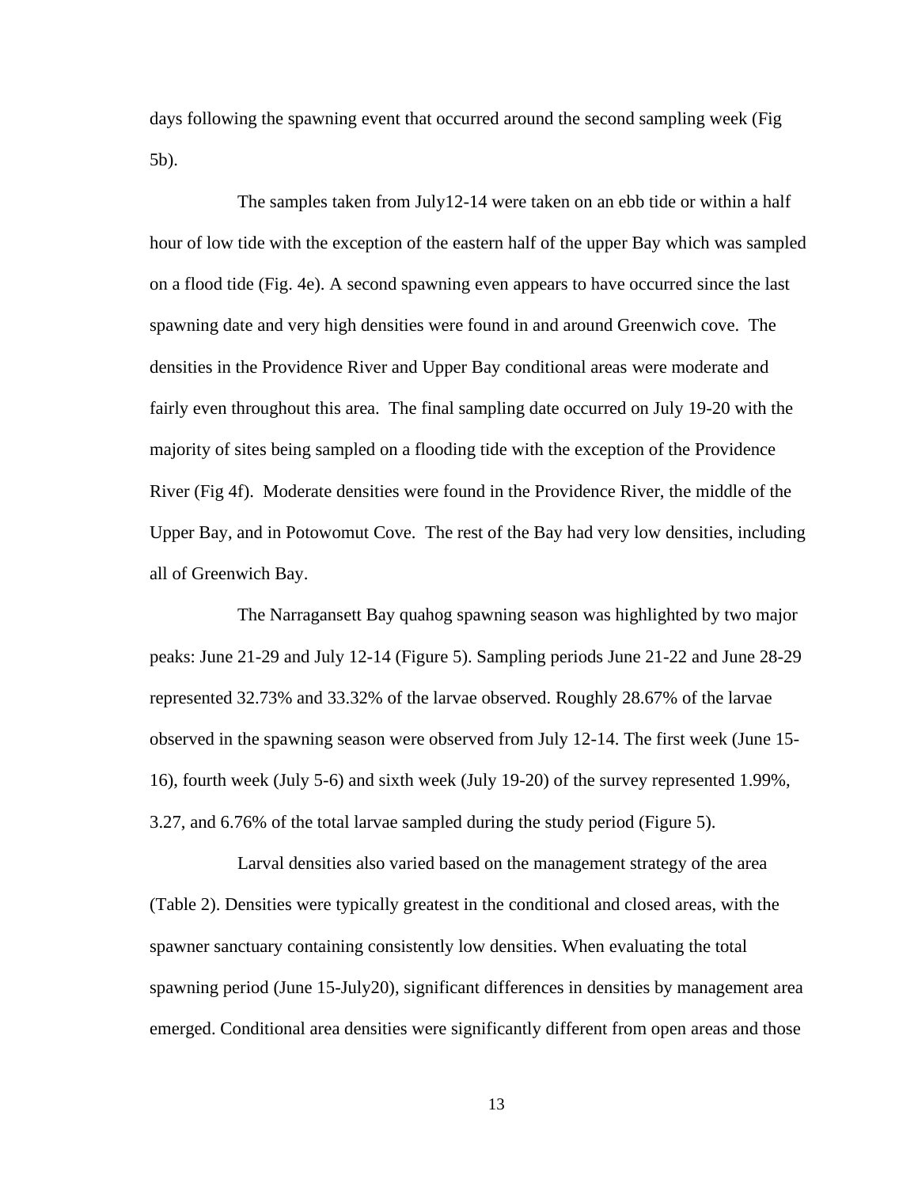days following the spawning event that occurred around the second sampling week (Fig 5b).

The samples taken from July12-14 were taken on an ebb tide or within a half hour of low tide with the exception of the eastern half of the upper Bay which was sampled on a flood tide (Fig. 4e). A second spawning even appears to have occurred since the last spawning date and very high densities were found in and around Greenwich cove. The densities in the Providence River and Upper Bay conditional areas were moderate and fairly even throughout this area. The final sampling date occurred on July 19-20 with the majority of sites being sampled on a flooding tide with the exception of the Providence River (Fig 4f). Moderate densities were found in the Providence River, the middle of the Upper Bay, and in Potowomut Cove. The rest of the Bay had very low densities, including all of Greenwich Bay.

The Narragansett Bay quahog spawning season was highlighted by two major peaks: June 21-29 and July 12-14 (Figure 5). Sampling periods June 21-22 and June 28-29 represented 32.73% and 33.32% of the larvae observed. Roughly 28.67% of the larvae observed in the spawning season were observed from July 12-14. The first week (June 15-16), fourth week (July 5-6) and sixth week (July 19-20) of the survey represented 1.99%, 3.27, and 6.76% of the total larvae sampled during the study period (Figure 5).

Larval densities also varied based on the management strategy of the area (Table 2). Densities were typically greatest in the conditional and closed areas, with the spawner sanctuary containing consistently low densities. When evaluating the total spawning period (June 15-July20), significant differences in densities by management area emerged. Conditional area densities were significantly different from open areas and those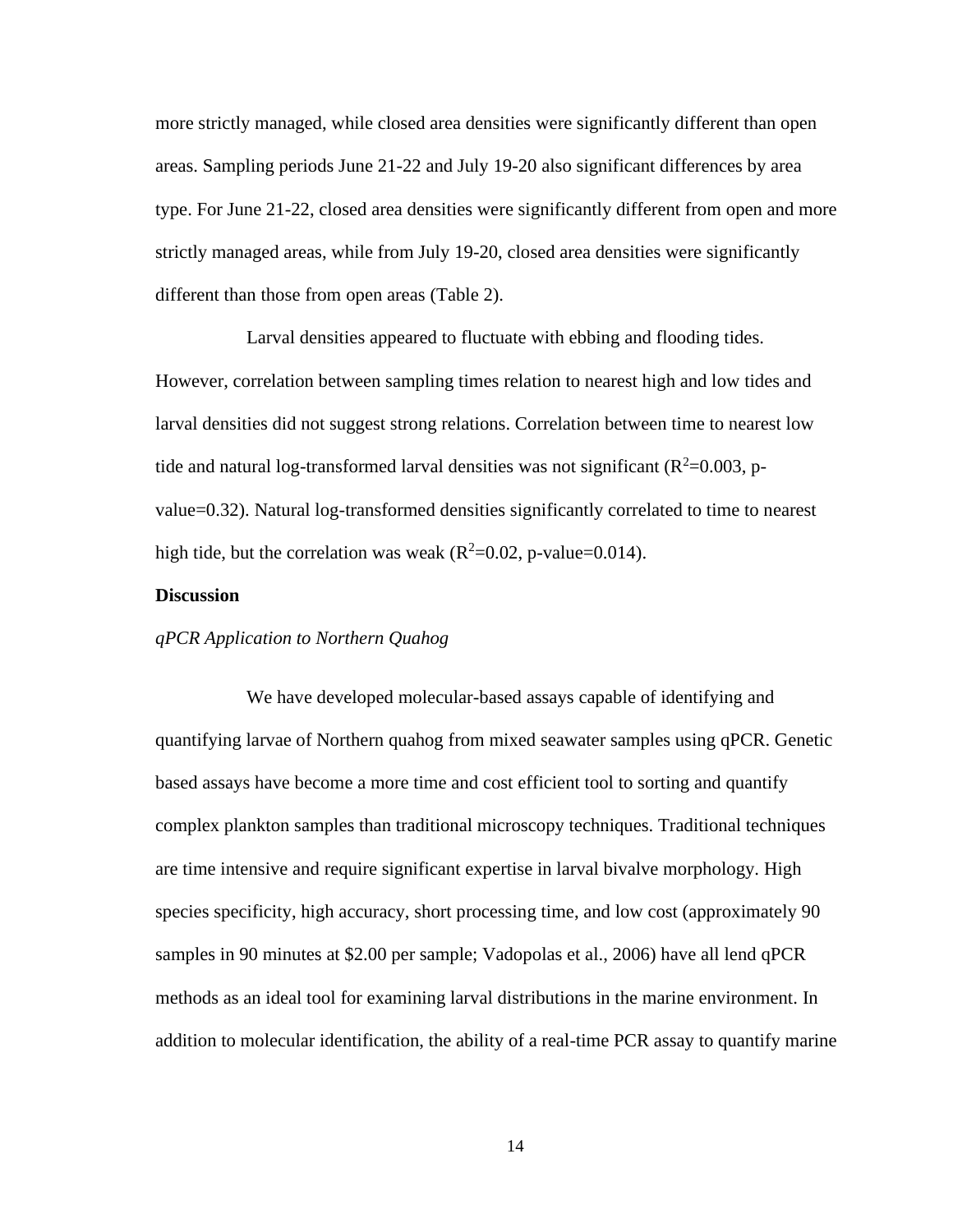more strictly managed, while closed area densities were significantly different than open areas. Sampling periods June 21-22 and July 19-20 also significant differences by area type. For June 21-22, closed area densities were significantly different from open and more strictly managed areas, while from July 19-20, closed area densities were significantly different than those from open areas (Table 2).

Larval densities appeared to fluctuate with ebbing and flooding tides. However, correlation between sampling times relation to nearest high and low tides and larval densities did not suggest strong relations. Correlation between time to nearest low tide and natural log-transformed larval densities was not significant ($R^2$=0.003, p-value=0.32). Natural log-transformed densities significantly correlated to time to nearest high tide, but the correlation was weak ($R^2$=0.02, p-value=0.014).

## Discussion

### *qPCR Application to Northern Quahog*

We have developed molecular-based assays capable of identifying and quantifying larvae of Northern quahog from mixed seawater samples using qPCR. Genetic based assays have become a more time and cost efficient tool to sorting and quantify complex plankton samples than traditional microscopy techniques. Traditional techniques are time intensive and require significant expertise in larval bivalve morphology. High species specificity, high accuracy, short processing time, and low cost (approximately 90 samples in 90 minutes at $2.00 per sample; Vadopolas et al., 2006) have all lend qPCR methods as an ideal tool for examining larval distributions in the marine environment. In addition to molecular identification, the ability of a real-time PCR assay to quantify marine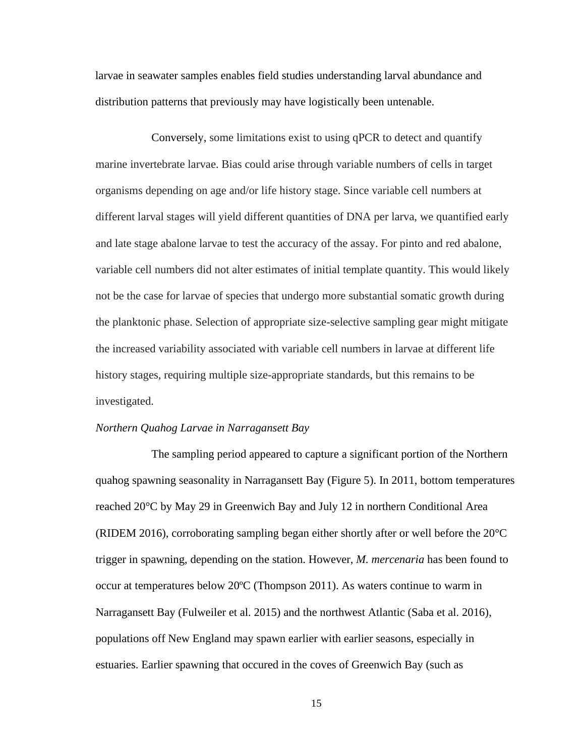larvae in seawater samples enables field studies understanding larval abundance and distribution patterns that previously may have logistically been untenable.

Conversely, some limitations exist to using qPCR to detect and quantify marine invertebrate larvae. Bias could arise through variable numbers of cells in target organisms depending on age and/or life history stage. Since variable cell numbers at different larval stages will yield different quantities of DNA per larva, we quantified early and late stage abalone larvae to test the accuracy of the assay. For pinto and red abalone, variable cell numbers did not alter estimates of initial template quantity. This would likely not be the case for larvae of species that undergo more substantial somatic growth during the planktonic phase. Selection of appropriate size-selective sampling gear might mitigate the increased variability associated with variable cell numbers in larvae at different life history stages, requiring multiple size-appropriate standards, but this remains to be investigated.

*Northern Quahog Larvae in Narragansett Bay*

The sampling period appeared to capture a significant portion of the Northern quahog spawning seasonality in Narragansett Bay (Figure 5). In 2011, bottom temperatures reached 20°C by May 29 in Greenwich Bay and July 12 in northern Conditional Area (RIDEM 2016), corroborating sampling began either shortly after or well before the 20°C trigger in spawning, depending on the station. However, *M. mercenaria* has been found to occur at temperatures below 20ºC (Thompson 2011). As waters continue to warm in Narragansett Bay (Fulweiler et al. 2015) and the northwest Atlantic (Saba et al. 2016), populations off New England may spawn earlier with earlier seasons, especially in estuaries. Earlier spawning that occured in the coves of Greenwich Bay (such as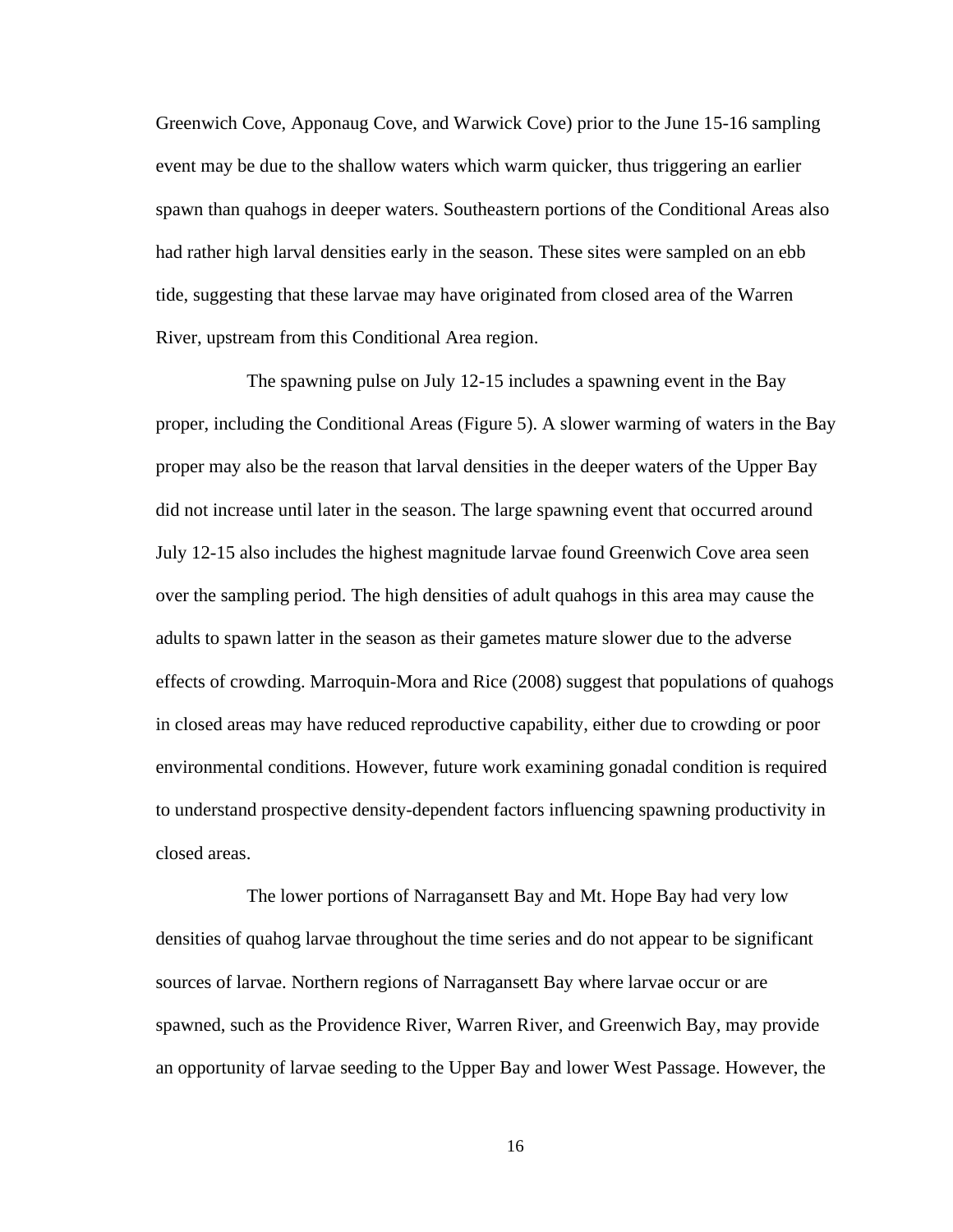Greenwich Cove, Apponaug Cove, and Warwick Cove) prior to the June 15-16 sampling event may be due to the shallow waters which warm quicker, thus triggering an earlier spawn than quahogs in deeper waters. Southeastern portions of the Conditional Areas also had rather high larval densities early in the season. These sites were sampled on an ebb tide, suggesting that these larvae may have originated from closed area of the Warren River, upstream from this Conditional Area region.

The spawning pulse on July 12-15 includes a spawning event in the Bay proper, including the Conditional Areas (Figure 5). A slower warming of waters in the Bay proper may also be the reason that larval densities in the deeper waters of the Upper Bay did not increase until later in the season. The large spawning event that occurred around July 12-15 also includes the highest magnitude larvae found Greenwich Cove area seen over the sampling period. The high densities of adult quahogs in this area may cause the adults to spawn latter in the season as their gametes mature slower due to the adverse effects of crowding. Marroquin-Mora and Rice (2008) suggest that populations of quahogs in closed areas may have reduced reproductive capability, either due to crowding or poor environmental conditions. However, future work examining gonadal condition is required to understand prospective density-dependent factors influencing spawning productivity in closed areas.

The lower portions of Narragansett Bay and Mt. Hope Bay had very low densities of quahog larvae throughout the time series and do not appear to be significant sources of larvae. Northern regions of Narragansett Bay where larvae occur or are spawned, such as the Providence River, Warren River, and Greenwich Bay, may provide an opportunity of larvae seeding to the Upper Bay and lower West Passage. However, the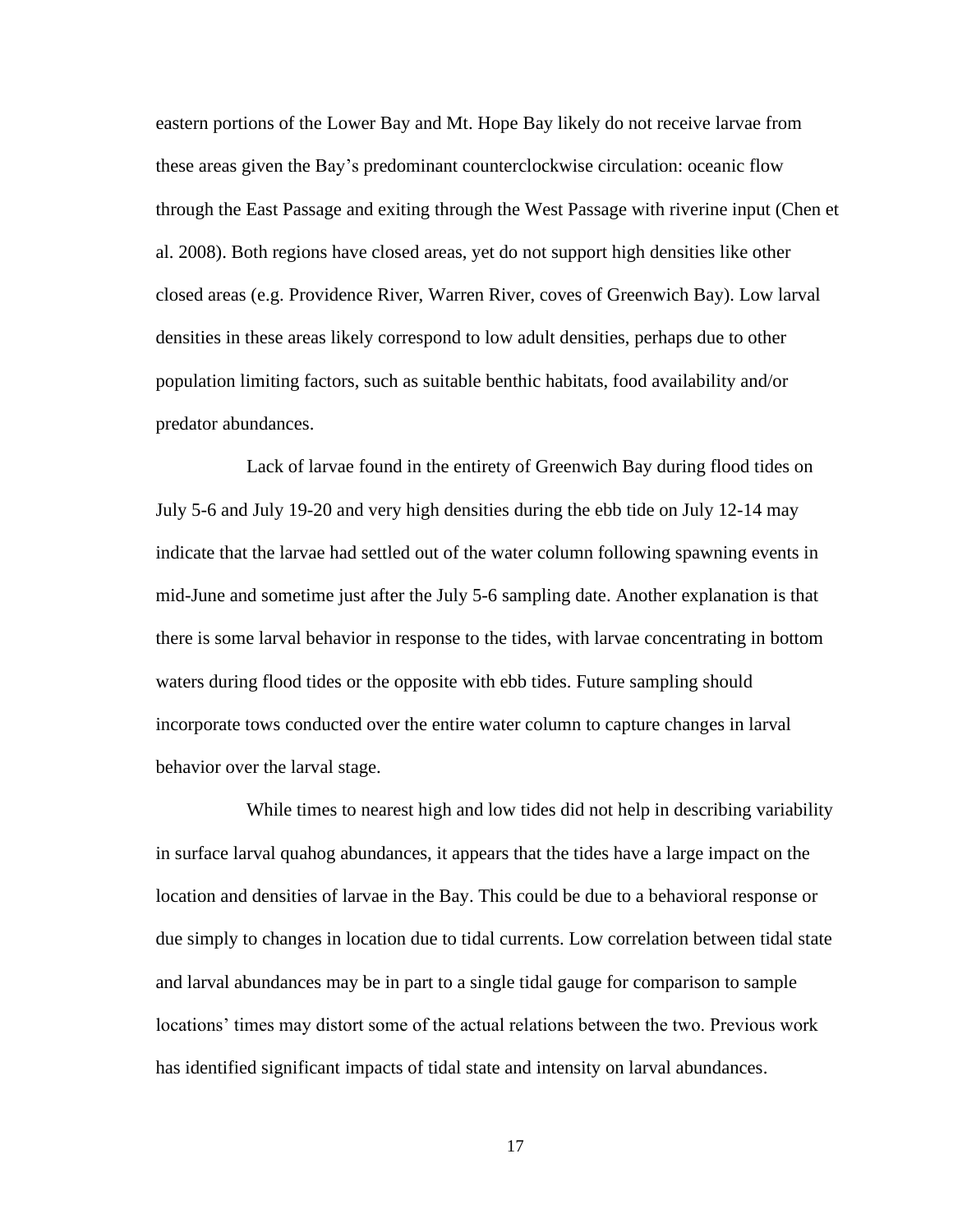eastern portions of the Lower Bay and Mt. Hope Bay likely do not receive larvae from these areas given the Bay's predominant counterclockwise circulation: oceanic flow through the East Passage and exiting through the West Passage with riverine input (Chen et al. 2008). Both regions have closed areas, yet do not support high densities like other closed areas (e.g. Providence River, Warren River, coves of Greenwich Bay). Low larval densities in these areas likely correspond to low adult densities, perhaps due to other population limiting factors, such as suitable benthic habitats, food availability and/or predator abundances.

Lack of larvae found in the entirety of Greenwich Bay during flood tides on July 5-6 and July 19-20 and very high densities during the ebb tide on July 12-14 may indicate that the larvae had settled out of the water column following spawning events in mid-June and sometime just after the July 5-6 sampling date. Another explanation is that there is some larval behavior in response to the tides, with larvae concentrating in bottom waters during flood tides or the opposite with ebb tides. Future sampling should incorporate tows conducted over the entire water column to capture changes in larval behavior over the larval stage.

While times to nearest high and low tides did not help in describing variability in surface larval quahog abundances, it appears that the tides have a large impact on the location and densities of larvae in the Bay. This could be due to a behavioral response or due simply to changes in location due to tidal currents. Low correlation between tidal state and larval abundances may be in part to a single tidal gauge for comparison to sample locations' times may distort some of the actual relations between the two. Previous work has identified significant impacts of tidal state and intensity on larval abundances.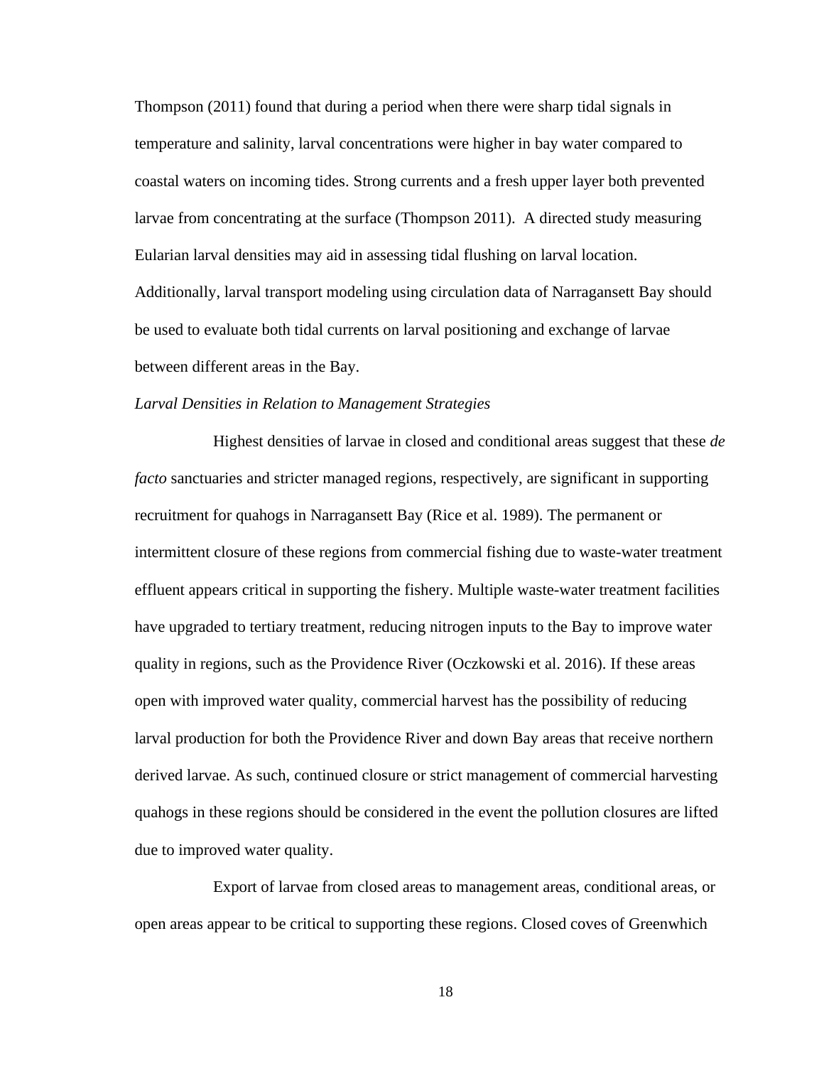Thompson (2011) found that during a period when there were sharp tidal signals in temperature and salinity, larval concentrations were higher in bay water compared to coastal waters on incoming tides. Strong currents and a fresh upper layer both prevented larvae from concentrating at the surface (Thompson 2011). A directed study measuring Eularian larval densities may aid in assessing tidal flushing on larval location. Additionally, larval transport modeling using circulation data of Narragansett Bay should be used to evaluate both tidal currents on larval positioning and exchange of larvae between different areas in the Bay.

*Larval Densities in Relation to Management Strategies*

Highest densities of larvae in closed and conditional areas suggest that these *de facto* sanctuaries and stricter managed regions, respectively, are significant in supporting recruitment for quahogs in Narragansett Bay (Rice et al. 1989). The permanent or intermittent closure of these regions from commercial fishing due to waste-water treatment effluent appears critical in supporting the fishery. Multiple waste-water treatment facilities have upgraded to tertiary treatment, reducing nitrogen inputs to the Bay to improve water quality in regions, such as the Providence River (Oczkowski et al. 2016). If these areas open with improved water quality, commercial harvest has the possibility of reducing larval production for both the Providence River and down Bay areas that receive northern derived larvae. As such, continued closure or strict management of commercial harvesting quahogs in these regions should be considered in the event the pollution closures are lifted due to improved water quality.

Export of larvae from closed areas to management areas, conditional areas, or open areas appear to be critical to supporting these regions. Closed coves of Greenwhich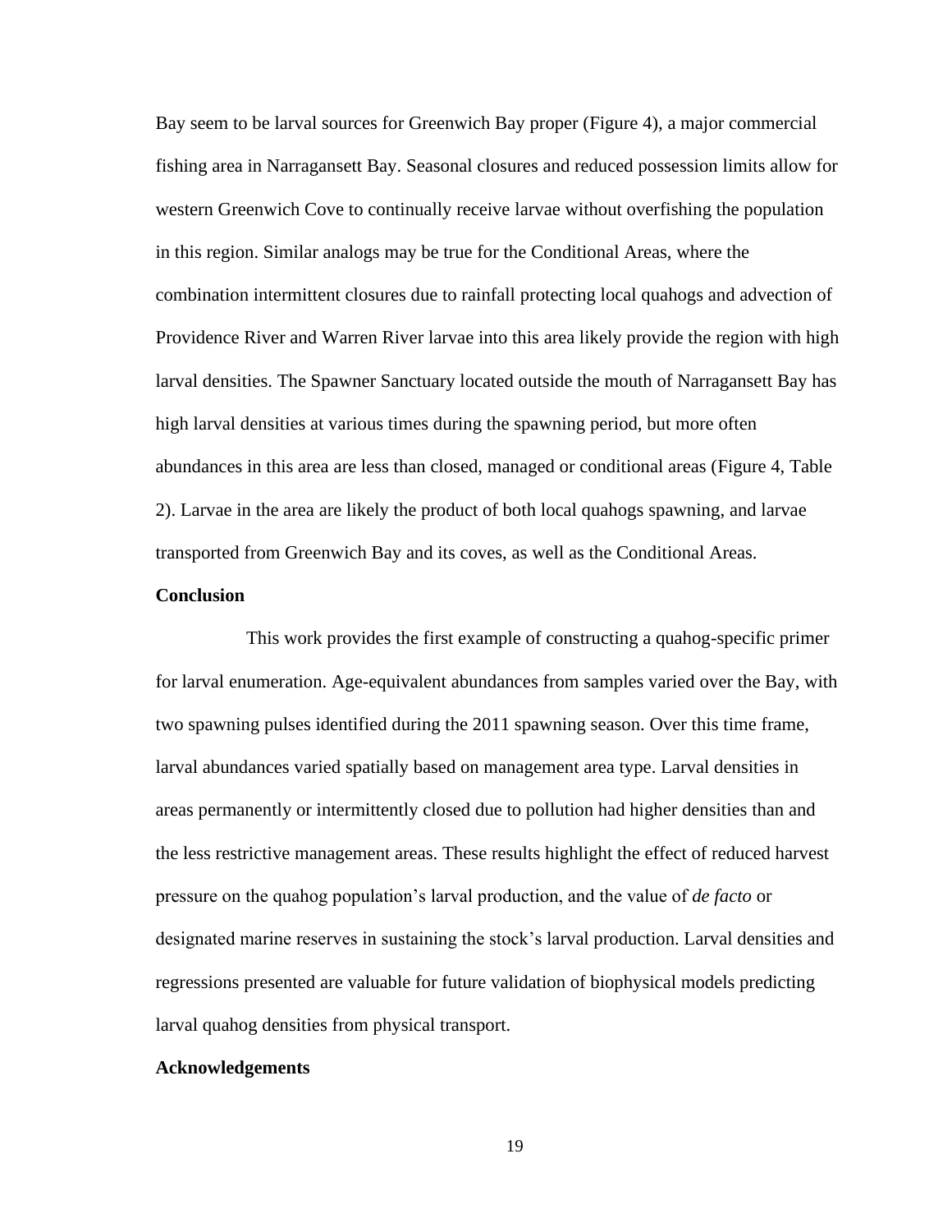Bay seem to be larval sources for Greenwich Bay proper (Figure 4), a major commercial fishing area in Narragansett Bay. Seasonal closures and reduced possession limits allow for western Greenwich Cove to continually receive larvae without overfishing the population in this region. Similar analogs may be true for the Conditional Areas, where the combination intermittent closures due to rainfall protecting local quahogs and advection of Providence River and Warren River larvae into this area likely provide the region with high larval densities. The Spawner Sanctuary located outside the mouth of Narragansett Bay has high larval densities at various times during the spawning period, but more often abundances in this area are less than closed, managed or conditional areas (Figure 4, Table 2). Larvae in the area are likely the product of both local quahogs spawning, and larvae transported from Greenwich Bay and its coves, as well as the Conditional Areas.

**Conclusion**

This work provides the first example of constructing a quahog-specific primer for larval enumeration. Age-equivalent abundances from samples varied over the Bay, with two spawning pulses identified during the 2011 spawning season. Over this time frame, larval abundances varied spatially based on management area type. Larval densities in areas permanently or intermittently closed due to pollution had higher densities than and the less restrictive management areas. These results highlight the effect of reduced harvest pressure on the quahog population's larval production, and the value of *de facto* or designated marine reserves in sustaining the stock's larval production. Larval densities and regressions presented are valuable for future validation of biophysical models predicting larval quahog densities from physical transport.

**Acknowledgements**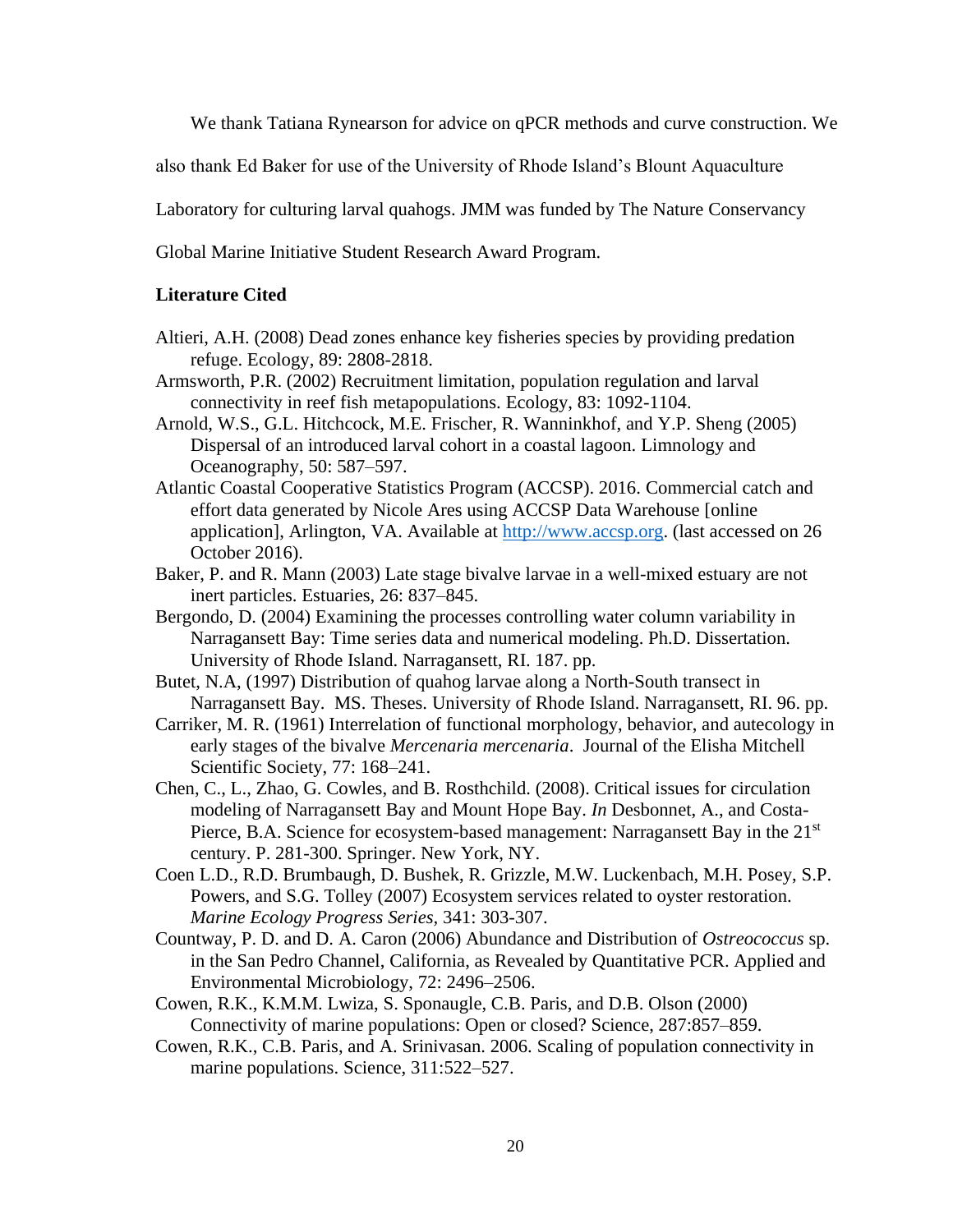We thank Tatiana Rynearson for advice on qPCR methods and curve construction. We also thank Ed Baker for use of the University of Rhode Island's Blount Aquaculture Laboratory for culturing larval quahogs. JMM was funded by The Nature Conservancy Global Marine Initiative Student Research Award Program.

**Literature Cited**

Altieri, A.H. (2008) Dead zones enhance key fisheries species by providing predation refuge. Ecology, 89: 2808-2818.

Armsworth, P.R. (2002) Recruitment limitation, population regulation and larval connectivity in reef fish metapopulations. Ecology, 83: 1092-1104.

Arnold, W.S., G.L. Hitchcock, M.E. Frischer, R. Wanninkhof, and Y.P. Sheng (2005) Dispersal of an introduced larval cohort in a coastal lagoon. Limnology and Oceanography, 50: 587–597.

Atlantic Coastal Cooperative Statistics Program (ACCSP). 2016. Commercial catch and effort data generated by Nicole Ares using ACCSP Data Warehouse [online application], Arlington, VA. Available at http://www.accsp.org. (last accessed on 26 October 2016).

Baker, P. and R. Mann (2003) Late stage bivalve larvae in a well-mixed estuary are not inert particles. Estuaries, 26: 837–845.

Bergondo, D. (2004) Examining the processes controlling water column variability in Narragansett Bay: Time series data and numerical modeling. Ph.D. Dissertation. University of Rhode Island. Narragansett, RI. 187. pp.

Butet, N.A, (1997) Distribution of quahog larvae along a North-South transect in Narragansett Bay. MS. Theses. University of Rhode Island. Narragansett, RI. 96. pp.

Carriker, M. R. (1961) Interrelation of functional morphology, behavior, and autecology in early stages of the bivalve *Mercenaria mercenaria*. Journal of the Elisha Mitchell Scientific Society, 77: 168–241.

Chen, C., L., Zhao, G. Cowles, and B. Rosthchild. (2008). Critical issues for circulation modeling of Narragansett Bay and Mount Hope Bay. *In* Desbonnet, A., and Costa-Pierce, B.A. Science for ecosystem-based management: Narragansett Bay in the 21st century. P. 281-300. Springer. New York, NY.

Coen L.D., R.D. Brumbaugh, D. Bushek, R. Grizzle, M.W. Luckenbach, M.H. Posey, S.P. Powers, and S.G. Tolley (2007) Ecosystem services related to oyster restoration. *Marine Ecology Progress Series*, 341: 303-307.

Countway, P. D. and D. A. Caron (2006) Abundance and Distribution of *Ostreococcus* sp. in the San Pedro Channel, California, as Revealed by Quantitative PCR. Applied and Environmental Microbiology, 72: 2496–2506.

Cowen, R.K., K.M.M. Lwiza, S. Sponaugle, C.B. Paris, and D.B. Olson (2000) Connectivity of marine populations: Open or closed? Science, 287:857–859.

Cowen, R.K., C.B. Paris, and A. Srinivasan. 2006. Scaling of population connectivity in marine populations. Science, 311:522–527.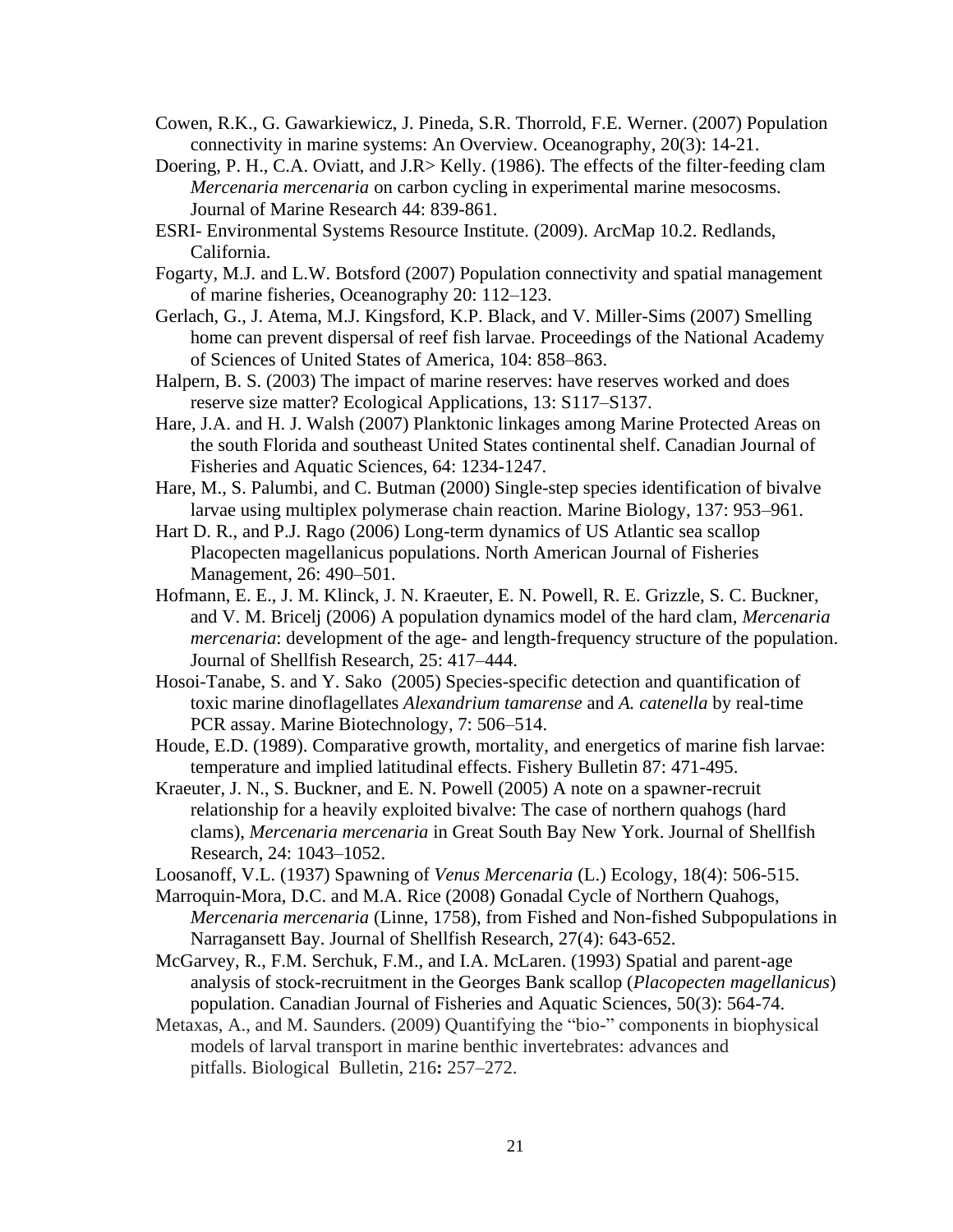Cowen, R.K., G. Gawarkiewicz, J. Pineda, S.R. Thorrold, F.E. Werner. (2007) Population connectivity in marine systems: An Overview. Oceanography, 20(3): 14-21.

Doering, P. H., C.A. Oviatt, and J.R> Kelly. (1986). The effects of the filter-feeding clam *Mercenaria mercenaria* on carbon cycling in experimental marine mesocosms. Journal of Marine Research 44: 839-861.

ESRI- Environmental Systems Resource Institute. (2009). ArcMap 10.2. Redlands, California.

Fogarty, M.J. and L.W. Botsford (2007) Population connectivity and spatial management of marine fisheries, Oceanography 20: 112–123.

Gerlach, G., J. Atema, M.J. Kingsford, K.P. Black, and V. Miller-Sims (2007) Smelling home can prevent dispersal of reef fish larvae. Proceedings of the National Academy of Sciences of United States of America, 104: 858–863.

Halpern, B. S. (2003) The impact of marine reserves: have reserves worked and does reserve size matter? Ecological Applications, 13: S117–S137.

Hare, J.A. and H. J. Walsh (2007) Planktonic linkages among Marine Protected Areas on the south Florida and southeast United States continental shelf. Canadian Journal of Fisheries and Aquatic Sciences, 64: 1234-1247.

Hare, M., S. Palumbi, and C. Butman (2000) Single-step species identification of bivalve larvae using multiplex polymerase chain reaction. Marine Biology, 137: 953–961.

Hart D. R., and P.J. Rago (2006) Long-term dynamics of US Atlantic sea scallop Placopecten magellanicus populations. North American Journal of Fisheries Management, 26: 490–501.

Hofmann, E. E., J. M. Klinck, J. N. Kraeuter, E. N. Powell, R. E. Grizzle, S. C. Buckner, and V. M. Bricelj (2006) A population dynamics model of the hard clam, *Mercenaria mercenaria*: development of the age- and length-frequency structure of the population. Journal of Shellfish Research, 25: 417–444.

Hosoi-Tanabe, S. and Y. Sako (2005) Species-specific detection and quantification of toxic marine dinoflagellates *Alexandrium tamarense* and *A. catenella* by real-time PCR assay. Marine Biotechnology, 7: 506–514.

Houde, E.D. (1989). Comparative growth, mortality, and energetics of marine fish larvae: temperature and implied latitudinal effects. Fishery Bulletin 87: 471-495.

Kraeuter, J. N., S. Buckner, and E. N. Powell (2005) A note on a spawner-recruit relationship for a heavily exploited bivalve: The case of northern quahogs (hard clams), *Mercenaria mercenaria* in Great South Bay New York. Journal of Shellfish Research, 24: 1043–1052.

Loosanoff, V.L. (1937) Spawning of *Venus Mercenaria* (L.) Ecology, 18(4): 506-515.

Marroquin-Mora, D.C. and M.A. Rice (2008) Gonadal Cycle of Northern Quahogs, *Mercenaria mercenaria* (Linne, 1758), from Fished and Non-fished Subpopulations in Narragansett Bay. Journal of Shellfish Research, 27(4): 643-652.

McGarvey, R., F.M. Serchuk, F.M., and I.A. McLaren. (1993) Spatial and parent-age analysis of stock-recruitment in the Georges Bank scallop (*Placopecten magellanicus*) population. Canadian Journal of Fisheries and Aquatic Sciences, 50(3): 564-74.

Metaxas, A., and M. Saunders. (2009) Quantifying the "bio-" components in biophysical models of larval transport in marine benthic invertebrates: advances and pitfalls. Biological Bulletin, 216**:** 257–272.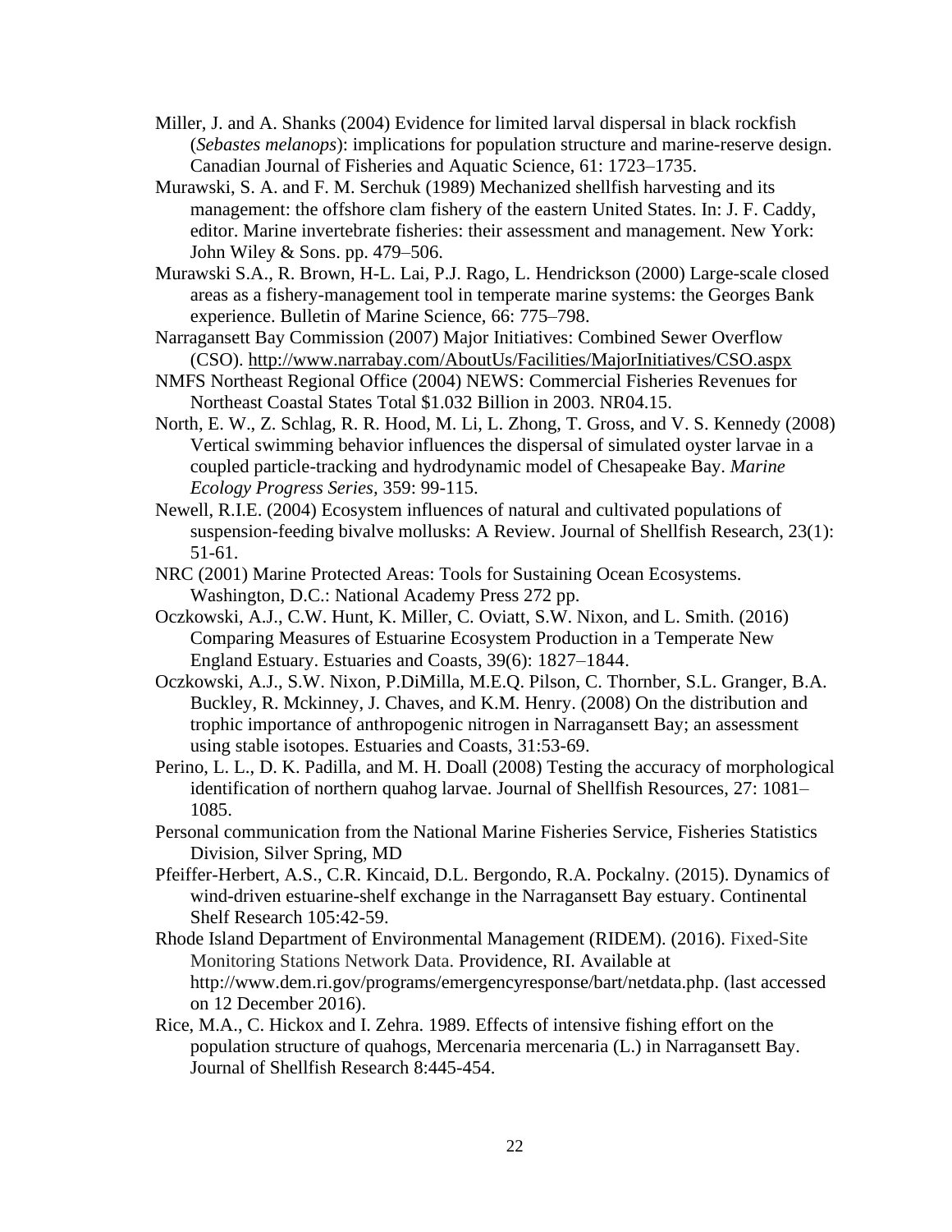Miller, J. and A. Shanks (2004) Evidence for limited larval dispersal in black rockfish (*Sebastes melanops*): implications for population structure and marine-reserve design. Canadian Journal of Fisheries and Aquatic Science, 61: 1723–1735.

Murawski, S. A. and F. M. Serchuk (1989) Mechanized shellfish harvesting and its management: the offshore clam fishery of the eastern United States. In: J. F. Caddy, editor. Marine invertebrate fisheries: their assessment and management. New York: John Wiley & Sons. pp. 479–506.

Murawski S.A., R. Brown, H-L. Lai, P.J. Rago, L. Hendrickson (2000) Large-scale closed areas as a fishery-management tool in temperate marine systems: the Georges Bank experience. Bulletin of Marine Science, 66: 775–798.

Narragansett Bay Commission (2007) Major Initiatives: Combined Sewer Overflow (CSO). http://www.narrabay.com/AboutUs/Facilities/MajorInitiatives/CSO.aspx

NMFS Northeast Regional Office (2004) NEWS: Commercial Fisheries Revenues for Northeast Coastal States Total $1.032 Billion in 2003. NR04.15.

North, E. W., Z. Schlag, R. R. Hood, M. Li, L. Zhong, T. Gross, and V. S. Kennedy (2008) Vertical swimming behavior influences the dispersal of simulated oyster larvae in a coupled particle-tracking and hydrodynamic model of Chesapeake Bay. *Marine Ecology Progress Series*, 359: 99-115.

Newell, R.I.E. (2004) Ecosystem influences of natural and cultivated populations of suspension-feeding bivalve mollusks: A Review. Journal of Shellfish Research, 23(1): 51-61.

NRC (2001) Marine Protected Areas: Tools for Sustaining Ocean Ecosystems. Washington, D.C.: National Academy Press 272 pp.

Oczkowski, A.J., C.W. Hunt, K. Miller, C. Oviatt, S.W. Nixon, and L. Smith. (2016) Comparing Measures of Estuarine Ecosystem Production in a Temperate New England Estuary. Estuaries and Coasts, 39(6): 1827–1844.

Oczkowski, A.J., S.W. Nixon, P.DiMilla, M.E.Q. Pilson, C. Thornber, S.L. Granger, B.A. Buckley, R. Mckinney, J. Chaves, and K.M. Henry. (2008) On the distribution and trophic importance of anthropogenic nitrogen in Narragansett Bay; an assessment using stable isotopes. Estuaries and Coasts, 31:53-69.

Perino, L. L., D. K. Padilla, and M. H. Doall (2008) Testing the accuracy of morphological identification of northern quahog larvae. Journal of Shellfish Resources, 27: 1081–1085.

Personal communication from the National Marine Fisheries Service, Fisheries Statistics Division, Silver Spring, MD

Pfeiffer-Herbert, A.S., C.R. Kincaid, D.L. Bergondo, R.A. Pockalny. (2015). Dynamics of wind-driven estuarine-shelf exchange in the Narragansett Bay estuary. Continental Shelf Research 105:42-59.

Rhode Island Department of Environmental Management (RIDEM). (2016). Fixed-Site Monitoring Stations Network Data. Providence, RI. Available at http://www.dem.ri.gov/programs/emergencyresponse/bart/netdata.php. (last accessed on 12 December 2016).

Rice, M.A., C. Hickox and I. Zehra. 1989. Effects of intensive fishing effort on the population structure of quahogs, Mercenaria mercenaria (L.) in Narragansett Bay. Journal of Shellfish Research 8:445-454.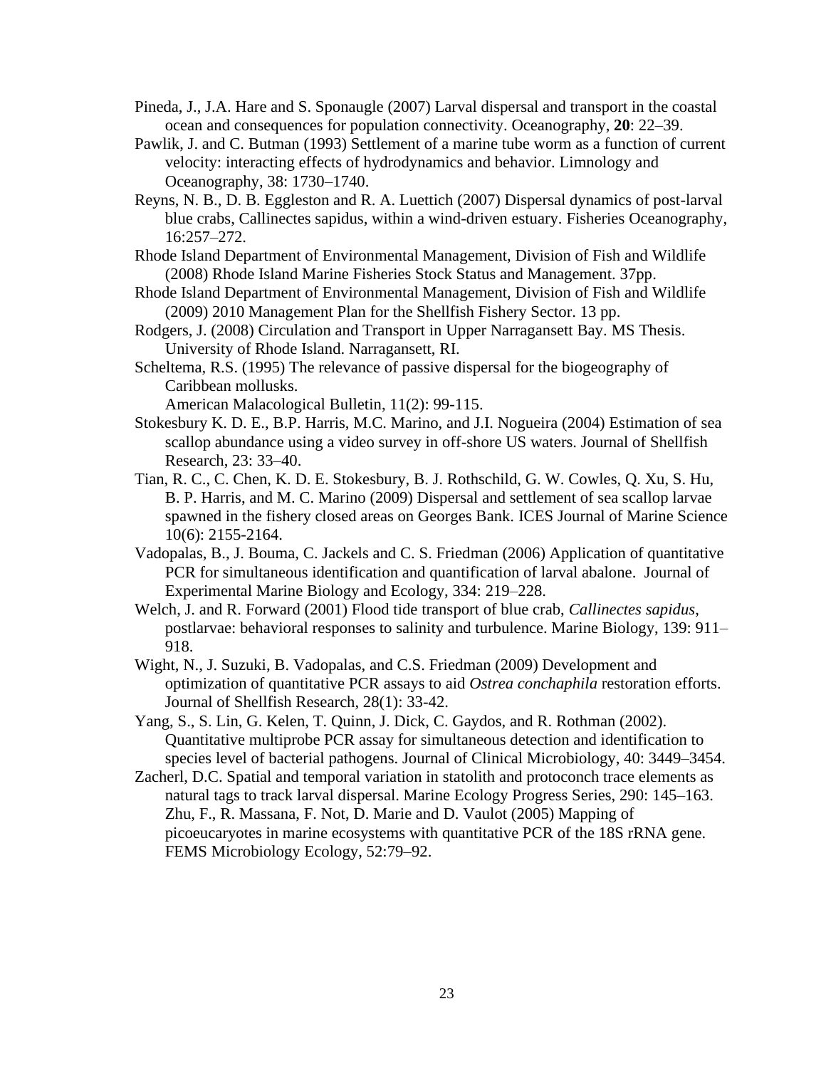Pineda, J., J.A. Hare and S. Sponaugle (2007) Larval dispersal and transport in the coastal ocean and consequences for population connectivity. Oceanography, **20**: 22–39.

Pawlik, J. and C. Butman (1993) Settlement of a marine tube worm as a function of current velocity: interacting effects of hydrodynamics and behavior. Limnology and Oceanography, 38: 1730–1740.

Reyns, N. B., D. B. Eggleston and R. A. Luettich (2007) Dispersal dynamics of post-larval blue crabs, Callinectes sapidus, within a wind-driven estuary. Fisheries Oceanography, 16:257–272.

Rhode Island Department of Environmental Management, Division of Fish and Wildlife (2008) Rhode Island Marine Fisheries Stock Status and Management. 37pp.

Rhode Island Department of Environmental Management, Division of Fish and Wildlife (2009) 2010 Management Plan for the Shellfish Fishery Sector. 13 pp.

Rodgers, J. (2008) Circulation and Transport in Upper Narragansett Bay. MS Thesis. University of Rhode Island. Narragansett, RI.

Scheltema, R.S. (1995) The relevance of passive dispersal for the biogeography of Caribbean mollusks.
American Malacological Bulletin, 11(2): 99-115.

Stokesbury K. D. E., B.P. Harris, M.C. Marino, and J.I. Nogueira (2004) Estimation of sea scallop abundance using a video survey in off-shore US waters. Journal of Shellfish Research, 23: 33–40.

Tian, R. C., C. Chen, K. D. E. Stokesbury, B. J. Rothschild, G. W. Cowles, Q. Xu, S. Hu, B. P. Harris, and M. C. Marino (2009) Dispersal and settlement of sea scallop larvae spawned in the fishery closed areas on Georges Bank. ICES Journal of Marine Science 10(6): 2155-2164.

Vadopalas, B., J. Bouma, C. Jackels and C. S. Friedman (2006) Application of quantitative PCR for simultaneous identification and quantification of larval abalone. Journal of Experimental Marine Biology and Ecology, 334: 219–228.

Welch, J. and R. Forward (2001) Flood tide transport of blue crab, *Callinectes sapidus*, postlarvae: behavioral responses to salinity and turbulence. Marine Biology, 139: 911–918.

Wight, N., J. Suzuki, B. Vadopalas, and C.S. Friedman (2009) Development and optimization of quantitative PCR assays to aid *Ostrea conchaphila* restoration efforts. Journal of Shellfish Research, 28(1): 33-42.

Yang, S., S. Lin, G. Kelen, T. Quinn, J. Dick, C. Gaydos, and R. Rothman (2002). Quantitative multiprobe PCR assay for simultaneous detection and identification to species level of bacterial pathogens. Journal of Clinical Microbiology, 40: 3449–3454.

Zacherl, D.C. Spatial and temporal variation in statolith and protoconch trace elements as natural tags to track larval dispersal. Marine Ecology Progress Series, 290: 145–163.

Zhu, F., R. Massana, F. Not, D. Marie and D. Vaulot (2005) Mapping of picoeucaryotes in marine ecosystems with quantitative PCR of the 18S rRNA gene. FEMS Microbiology Ecology, 52:79–92.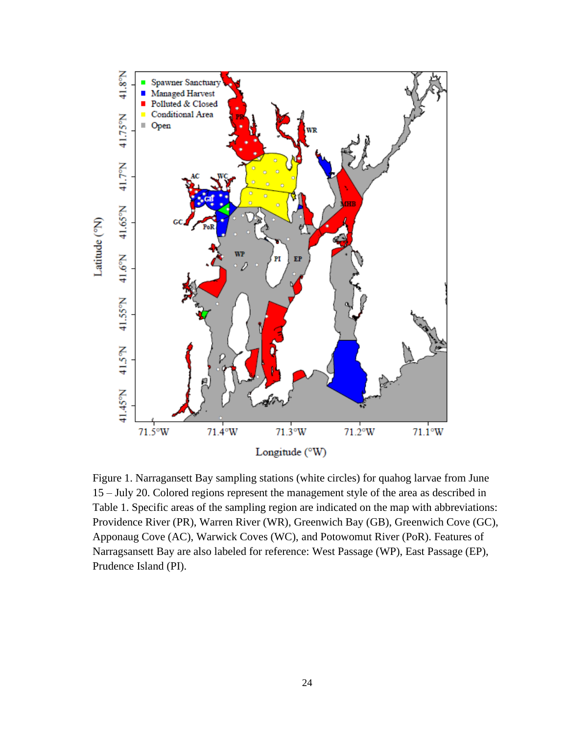Figure 1. Narragansett Bay sampling stations (white circles) for quahog larvae from June 15 – July 20. Colored regions represent the management style of the area as described in Table 1. Specific areas of the sampling region are indicated on the map with abbreviations: Providence River (PR), Warren River (WR), Greenwich Bay (GB), Greenwich Cove (GC), Apponaug Cove (AC), Warwick Coves (WC), and Potowomut River (PoR). Features of Narragsansett Bay are also labeled for reference: West Passage (WP), East Passage (EP), Prudence Island (PI).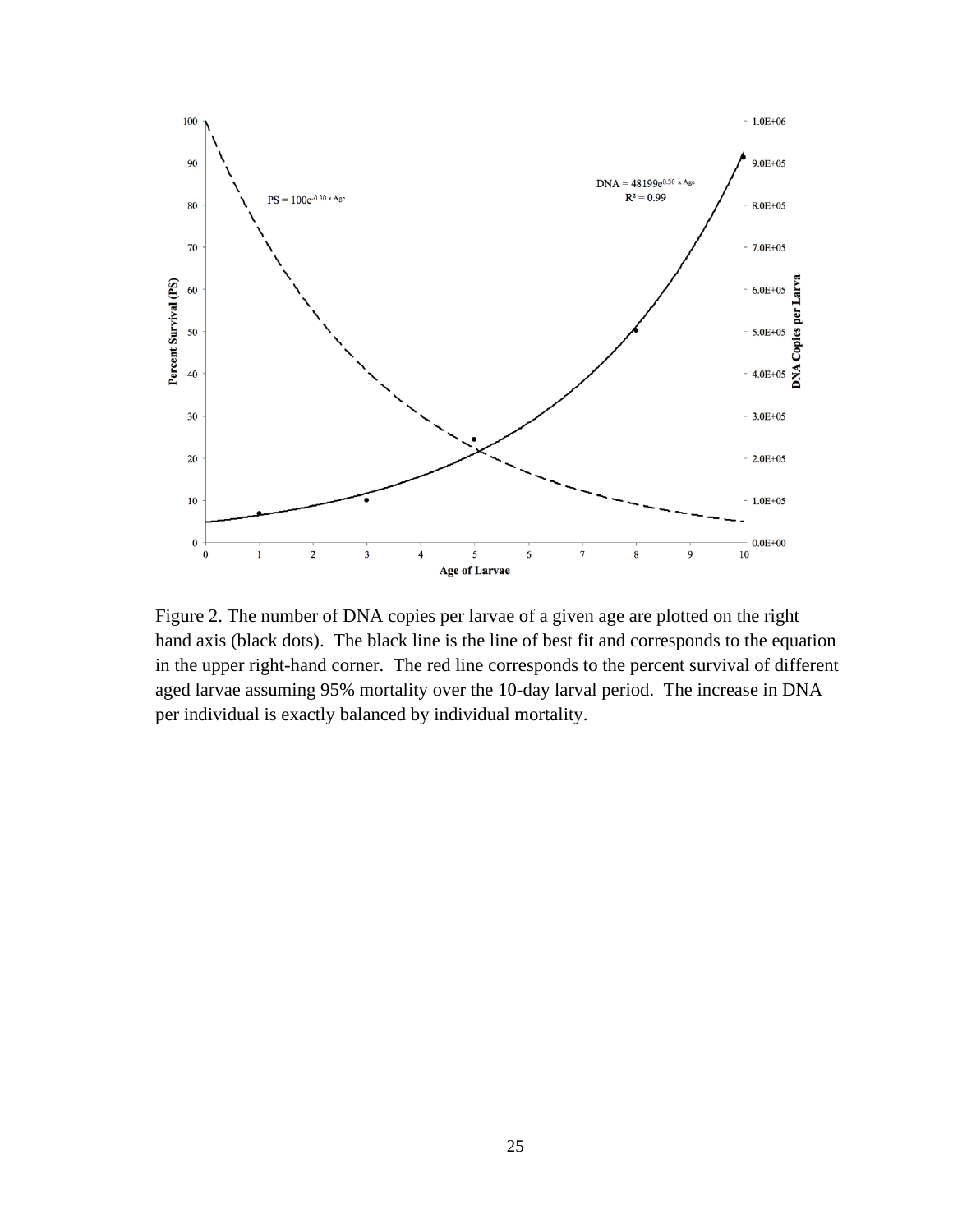Figure 2. The number of DNA copies per larvae of a given age are plotted on the right hand axis (black dots). The black line is the line of best fit and corresponds to the equation in the upper right-hand corner. The red line corresponds to the percent survival of different aged larvae assuming 95% mortality over the 10-day larval period. The increase in DNA per individual is exactly balanced by individual mortality.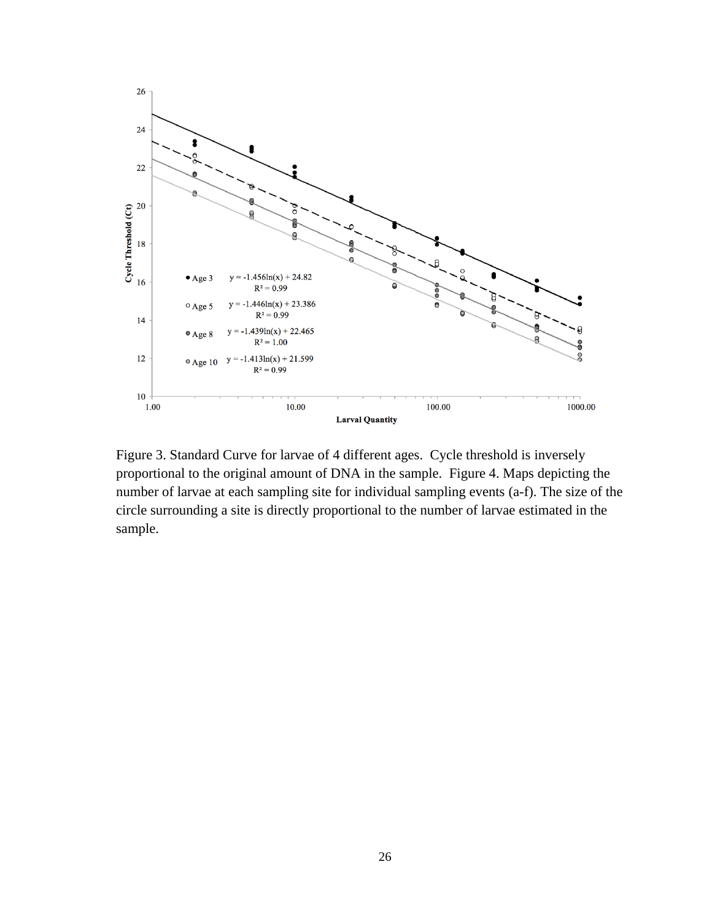Figure 3. Standard Curve for larvae of 4 different ages. Cycle threshold is inversely proportional to the original amount of DNA in the sample. Figure 4. Maps depicting the number of larvae at each sampling site for individual sampling events (a-f). The size of the circle surrounding a site is directly proportional to the number of larvae estimated in the sample.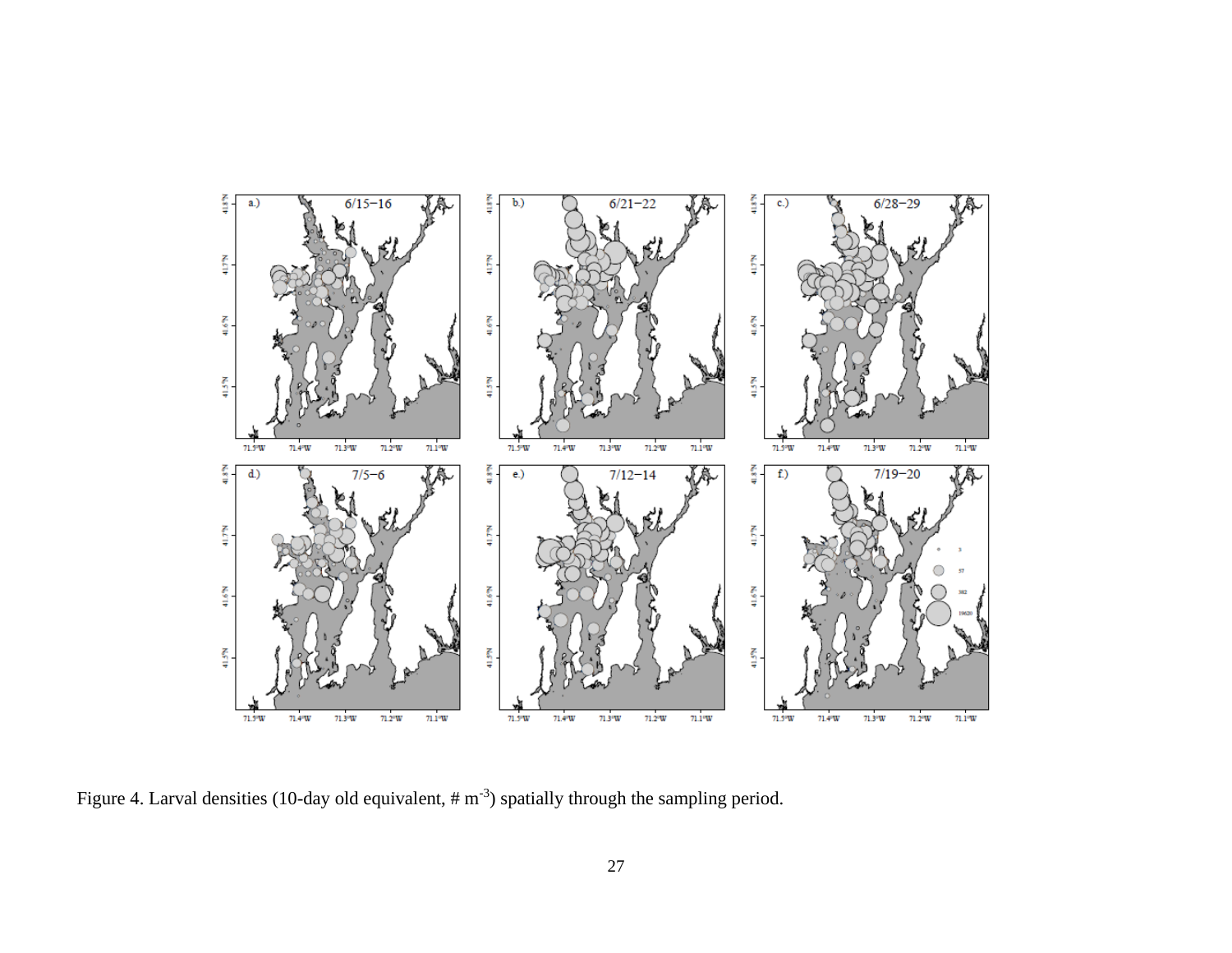Figure 4. Larval densities (10-day old equivalent, # $m^{-3}$) spatially through the sampling period.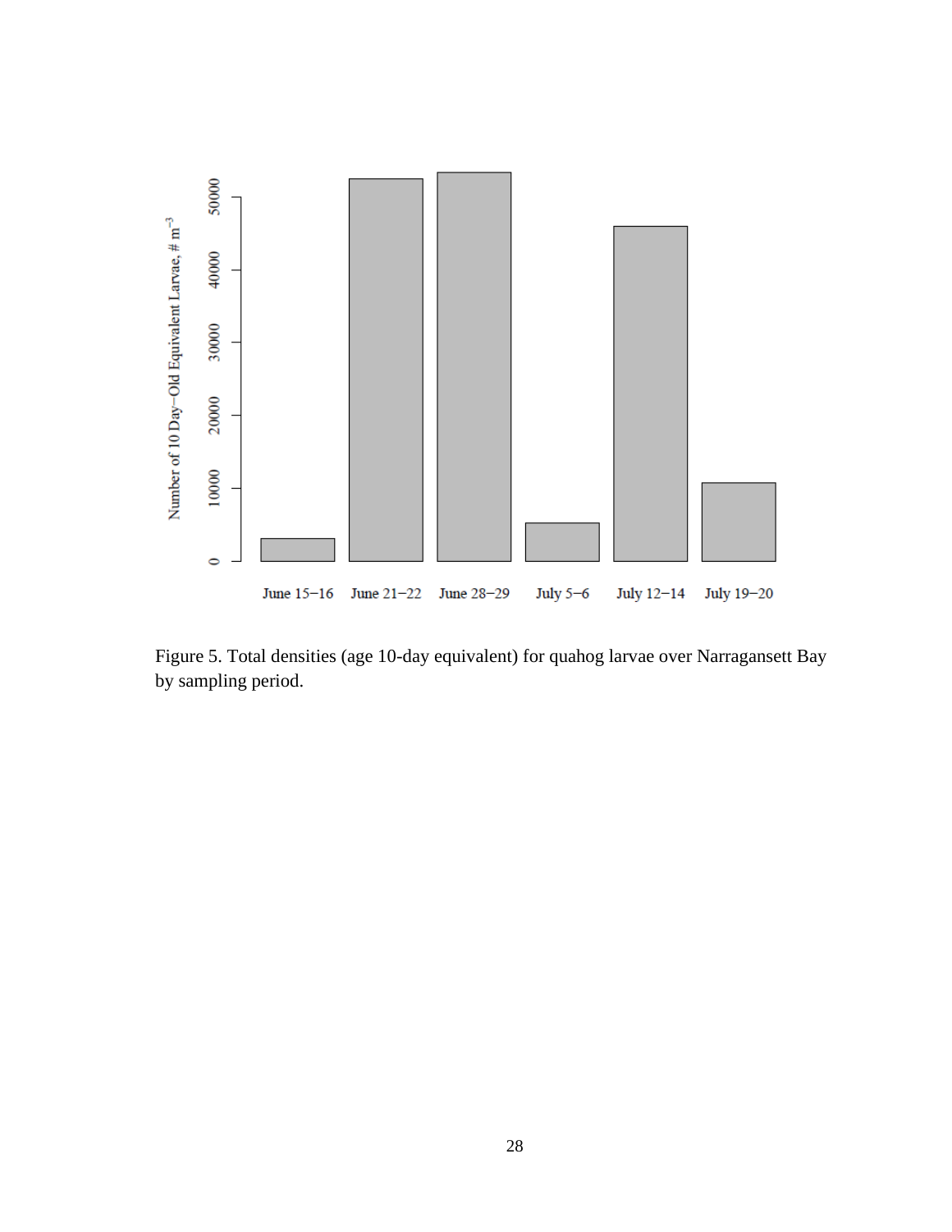Figure 5. Total densities (age 10-day equivalent) for quahog larvae over Narragansett Bay by sampling period.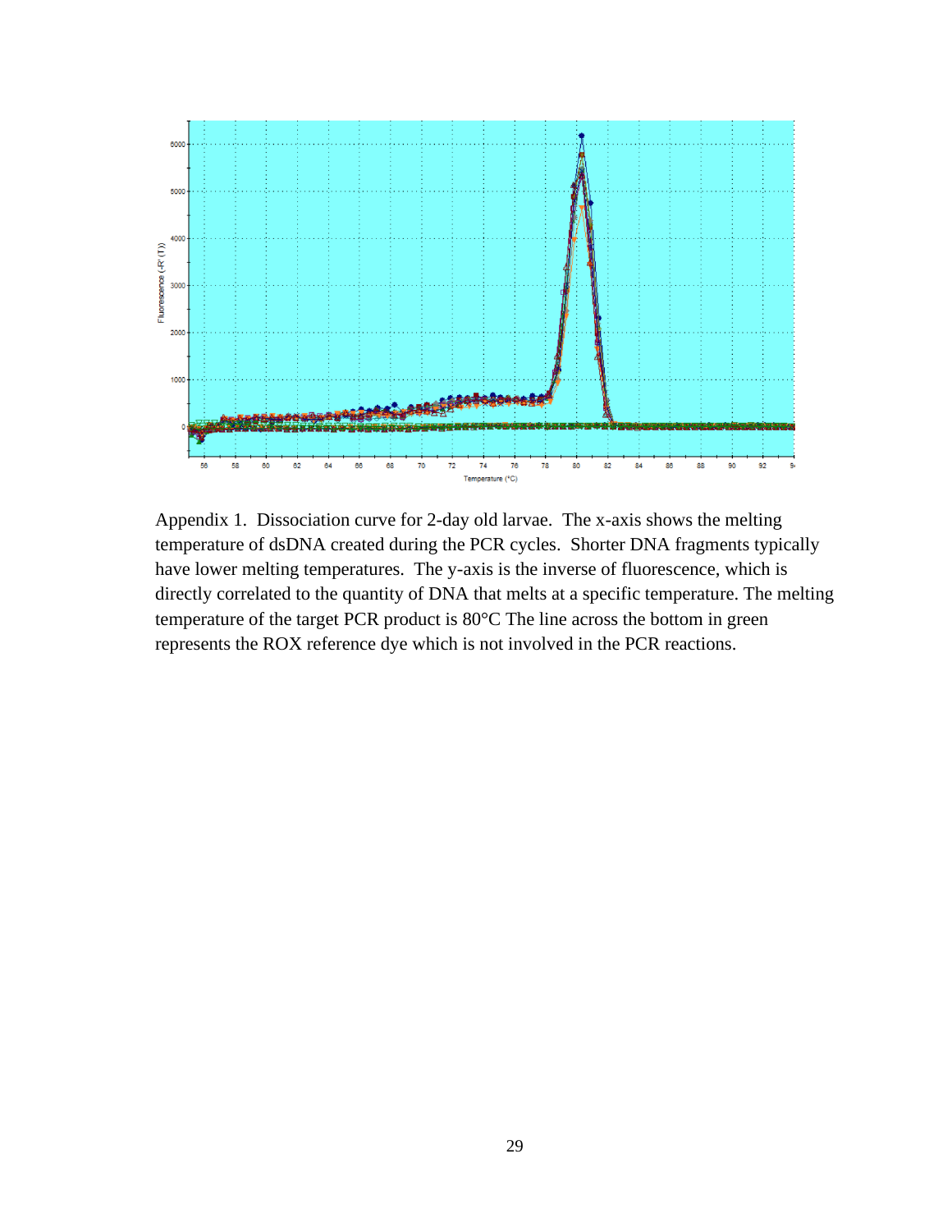Appendix 1. Dissociation curve for 2-day old larvae. The x-axis shows the melting temperature of dsDNA created during the PCR cycles. Shorter DNA fragments typically have lower melting temperatures. The y-axis is the inverse of fluorescence, which is directly correlated to the quantity of DNA that melts at a specific temperature. The melting temperature of the target PCR product is 80°C The line across the bottom in green represents the ROX reference dye which is not involved in the PCR reactions.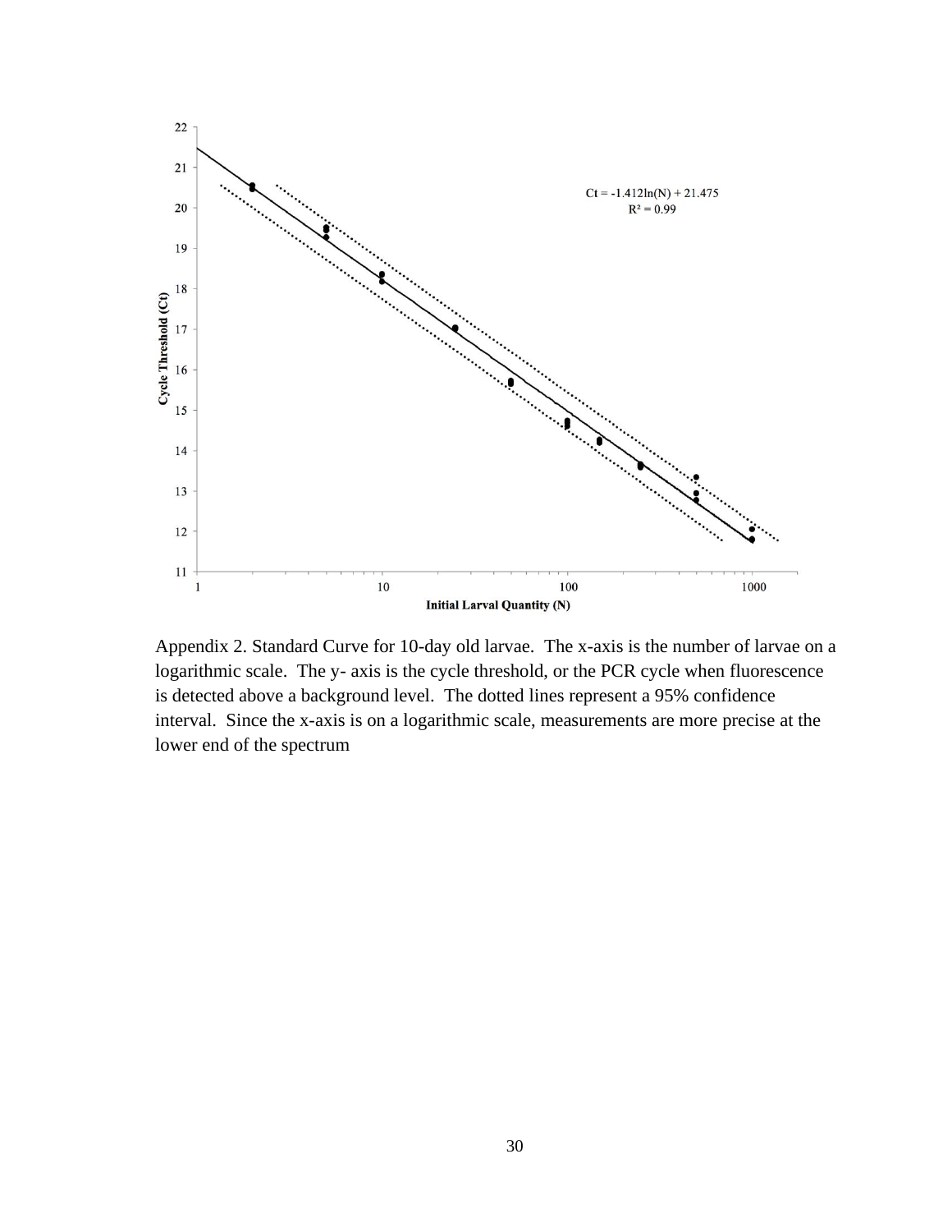Appendix 2. Standard Curve for 10-day old larvae. The x-axis is the number of larvae on a logarithmic scale. The y- axis is the cycle threshold, or the PCR cycle when fluorescence is detected above a background level. The dotted lines represent a 95% confidence interval. Since the x-axis is on a logarithmic scale, measurements are more precise at the lower end of the spectrum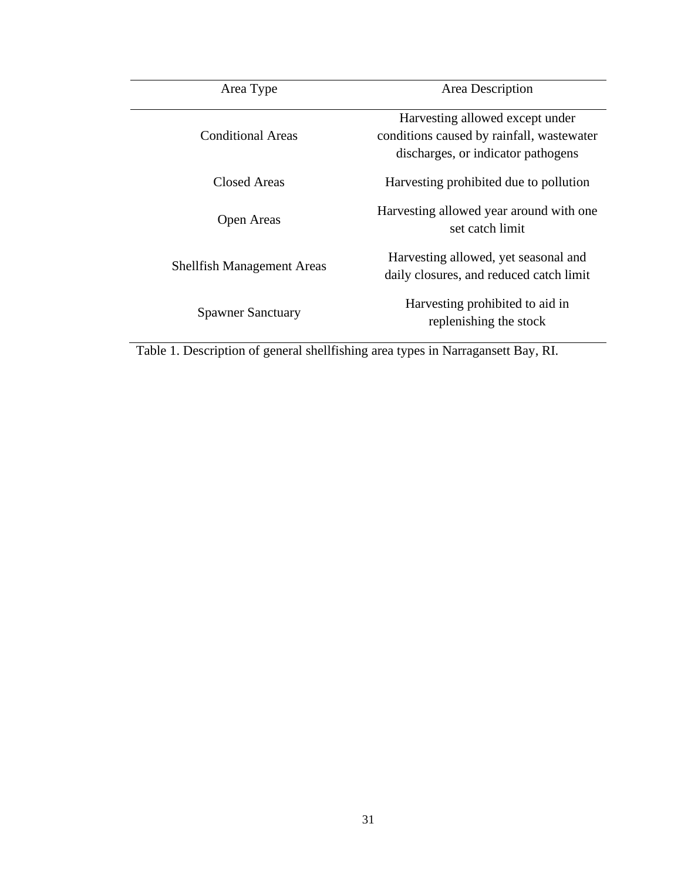| Area Type | Area Description |
| --- | --- |
| Conditional Areas | Harvesting allowed except under conditions caused by rainfall, wastewater discharges, or indicator pathogens |
| Closed Areas | Harvesting prohibited due to pollution |
| Open Areas | Harvesting allowed year around with one set catch limit |
| Shellfish Management Areas | Harvesting allowed, yet seasonal and daily closures, and reduced catch limit |
| Spawner Sanctuary | Harvesting prohibited to aid in replenishing the stock |

Table 1. Description of general shellfishing area types in Narragansett Bay, RI.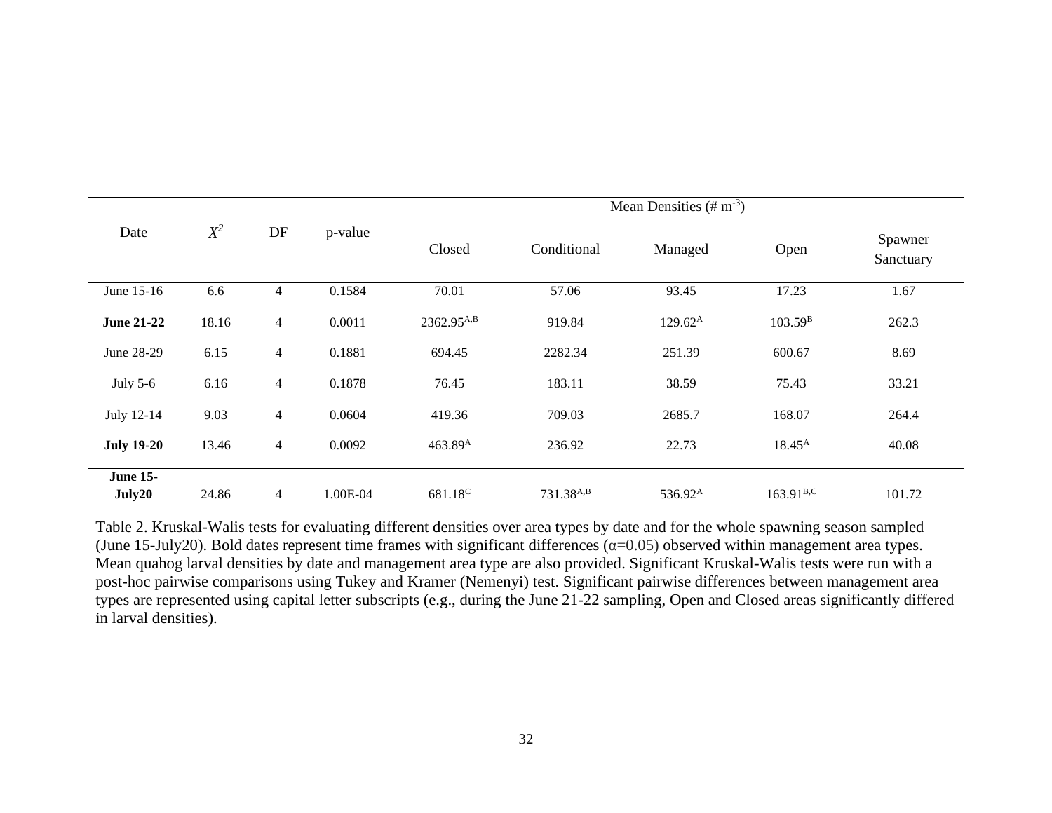| Date | $X^2$ | DF | p-value | Mean Densities (# $m^{-3}$) | | | | |
|---|---|---|---|---|---|---|---|---|
| | | | | Closed | Conditional | Managed | Open | Spawner Sanctuary |
| June 15-16 | 6.6 | 4 | 0.1584 | 70.01 | 57.06 | 93.45 | 17.23 | 1.67 |
| **June 21-22** | 18.16 | 4 | 0.0011 | $2362.95^{A,B}$ | 919.84 | $129.62^{A}$ | $103.59^{B}$ | 262.3 |
| June 28-29 | 6.15 | 4 | 0.1881 | 694.45 | 2282.34 | 251.39 | 600.67 | 8.69 |
| July 5-6 | 6.16 | 4 | 0.1878 | 76.45 | 183.11 | 38.59 | 75.43 | 33.21 |
| July 12-14 | 9.03 | 4 | 0.0604 | 419.36 | 709.03 | 2685.7 | 168.07 | 264.4 |
| **July 19-20** | 13.46 | 4 | 0.0092 | $463.89^{A}$ | 236.92 | 22.73 | $18.45^{A}$ | 40.08 |
| **June 15-July20** | 24.86 | 4 | 1.00E-04 | $681.18^{C}$ | $731.38^{A,B}$ | $536.92^{A}$ | $163.91^{B,C}$ | 101.72 |

Table 2. Kruskal-Walis tests for evaluating different densities over area types by date and for the whole spawning season sampled (June 15-July20). Bold dates represent time frames with significant differences ($\alpha$=0.05) observed within management area types. Mean quahog larval densities by date and management area type are also provided. Significant Kruskal-Walis tests were run with a post-hoc pairwise comparisons using Tukey and Kramer (Nemenyi) test. Significant pairwise differences between management area types are represented using capital letter subscripts (e.g., during the June 21-22 sampling, Open and Closed areas significantly differed in larval densities).